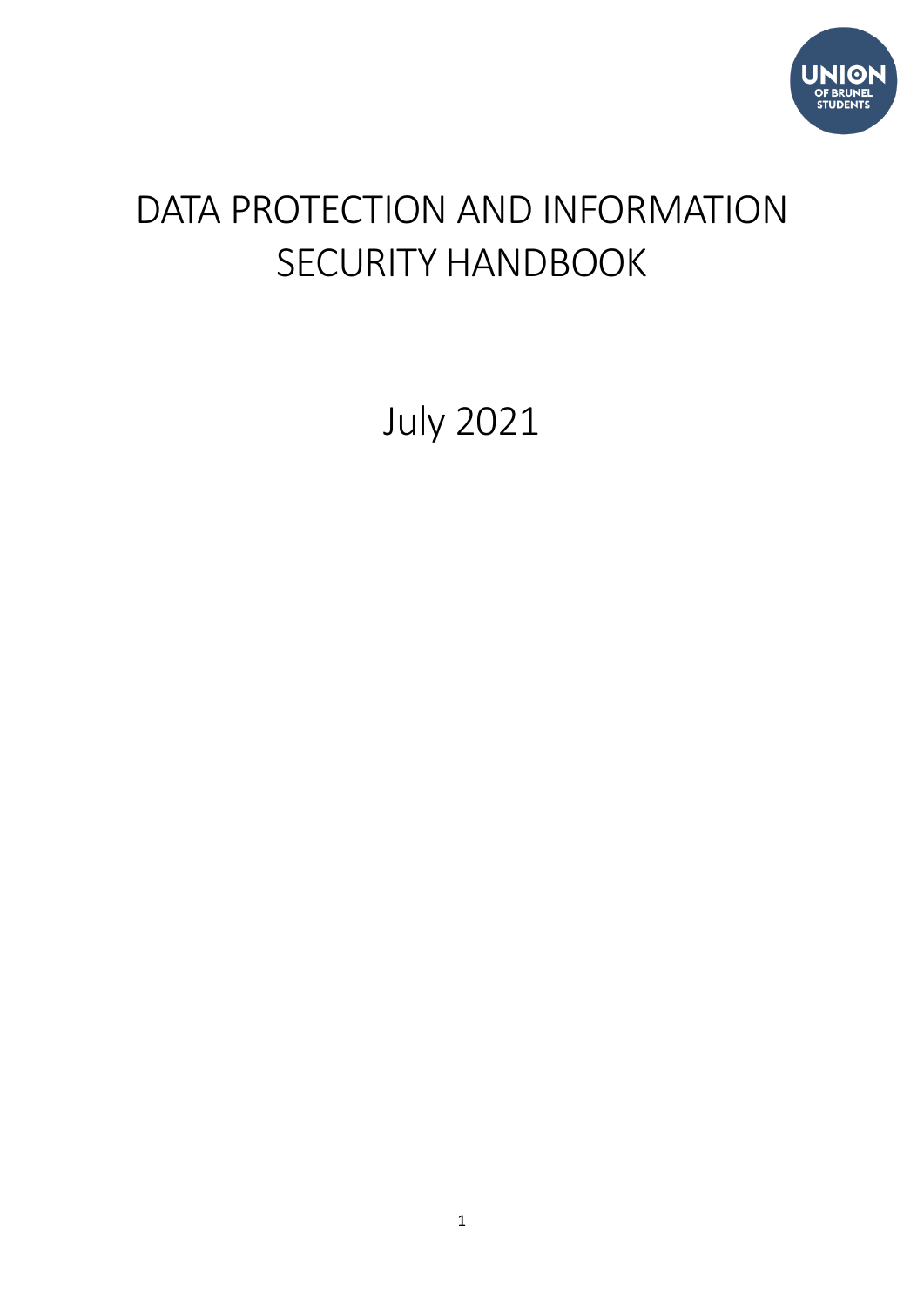UNION OF BRUNEL STUDENTS

# DATA PROTECTION AND INFORMATION SECURITY HANDBOOK

July 2021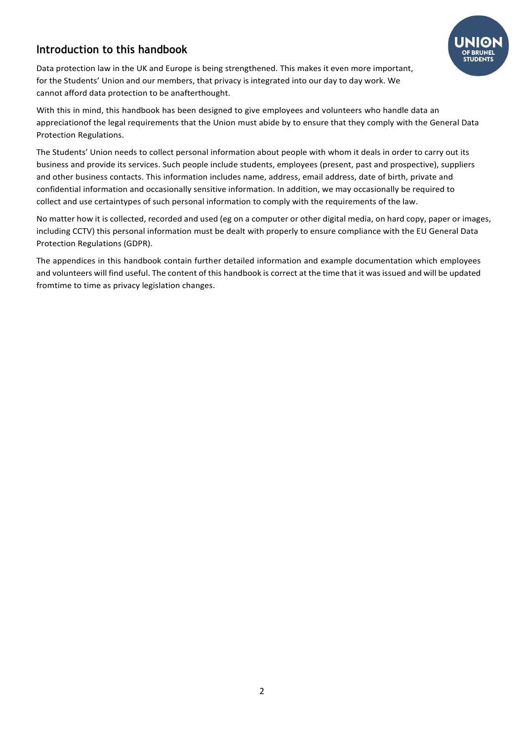## Introduction to this handbook

Data protection law in the UK and Europe is being strengthened. This makes it even more important, for the Students' Union and our members, that privacy is integrated into our day to day work. We cannot afford data protection to be anafterthought.

With this in mind, this handbook has been designed to give employees and volunteers who handle data an appreciationof the legal requirements that the Union must abide by to ensure that they comply with the General Data Protection Regulations.

The Students' Union needs to collect personal information about people with whom it deals in order to carry out its business and provide its services. Such people include students, employees (present, past and prospective), suppliers and other business contacts. This information includes name, address, email address, date of birth, private and confidential information and occasionally sensitive information. In addition, we may occasionally be required to collect and use certaintypes of such personal information to comply with the requirements of the law.

No matter how it is collected, recorded and used (eg on a computer or other digital media, on hard copy, paper or images, including CCTV) this personal information must be dealt with properly to ensure compliance with the EU General Data Protection Regulations (GDPR).

The appendices in this handbook contain further detailed information and example documentation which employees and volunteers will find useful. The content of this handbook is correct at the time that it was issued and will be updated fromtime to time as privacy legislation changes.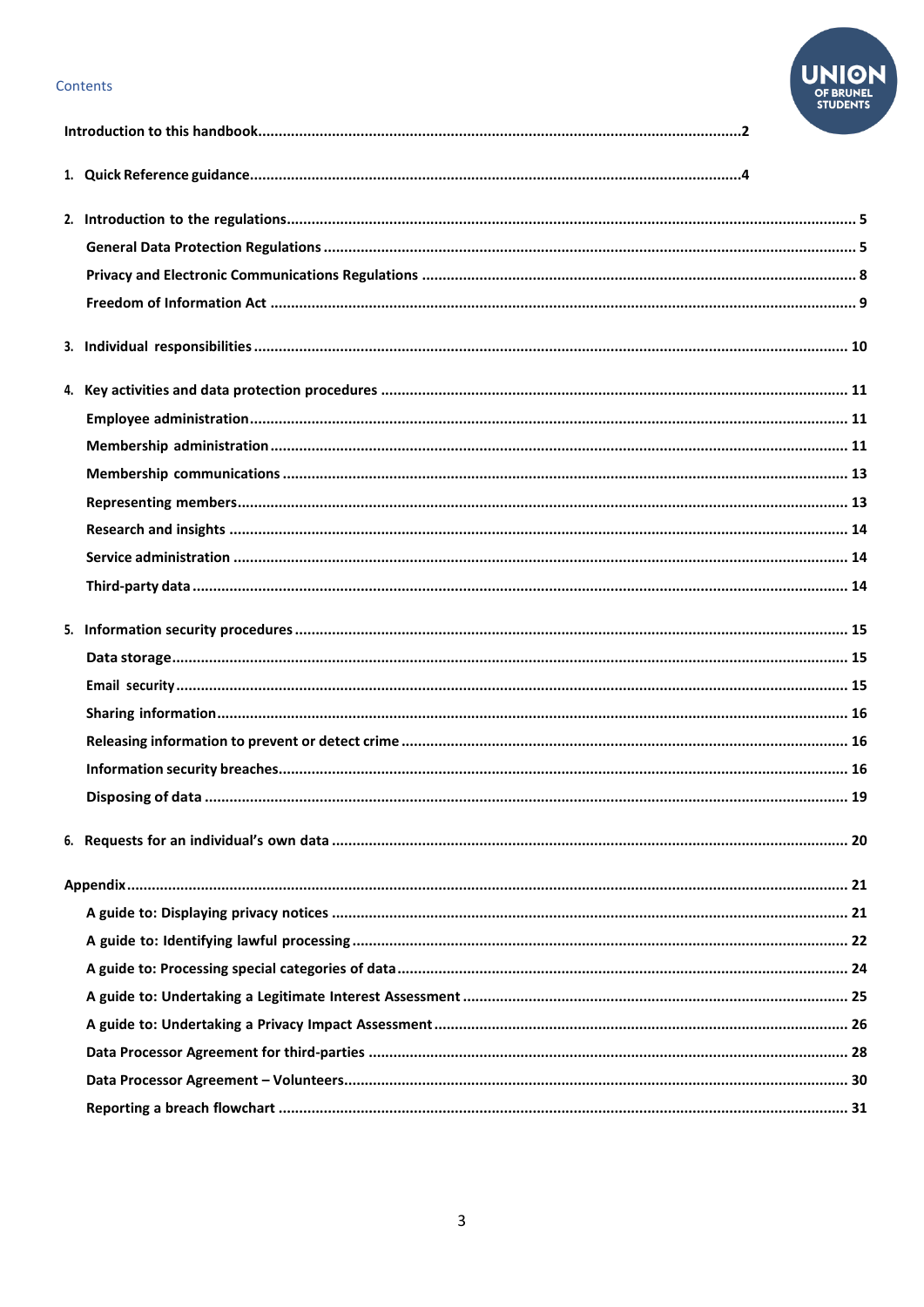Contents

**Introduction to this handbook** ........ 2

1. **Quick Reference guidance** ........ 4

2. **Introduction to the regulations** ........ 5
   - General Data Protection Regulations ........ 5
   - Privacy and Electronic Communications Regulations ........ 8
   - Freedom of Information Act ........ 9

3. **Individual responsibilities** ........ 10

4. **Key activities and data protection procedures** ........ 11
   - Employee administration ........ 11
   - Membership administration ........ 11
   - Membership communications ........ 13
   - Representing members ........ 13
   - Research and insights ........ 14
   - Service administration ........ 14
   - Third-party data ........ 14

5. **Information security procedures** ........ 15
   - Data storage ........ 15
   - Email security ........ 15
   - Sharing information ........ 16
   - Releasing information to prevent or detect crime ........ 16
   - Information security breaches ........ 16
   - Disposing of data ........ 19

6. **Requests for an individual's own data** ........ 20

**Appendix** ........ 21
   - A guide to: Displaying privacy notices ........ 21
   - A guide to: Identifying lawful processing ........ 22
   - A guide to: Processing special categories of data ........ 24
   - A guide to: Undertaking a Legitimate Interest Assessment ........ 25
   - A guide to: Undertaking a Privacy Impact Assessment ........ 26
   - Data Processor Agreement for third-parties ........ 28
   - Data Processor Agreement – Volunteers ........ 30
   - Reporting a breach flowchart ........ 31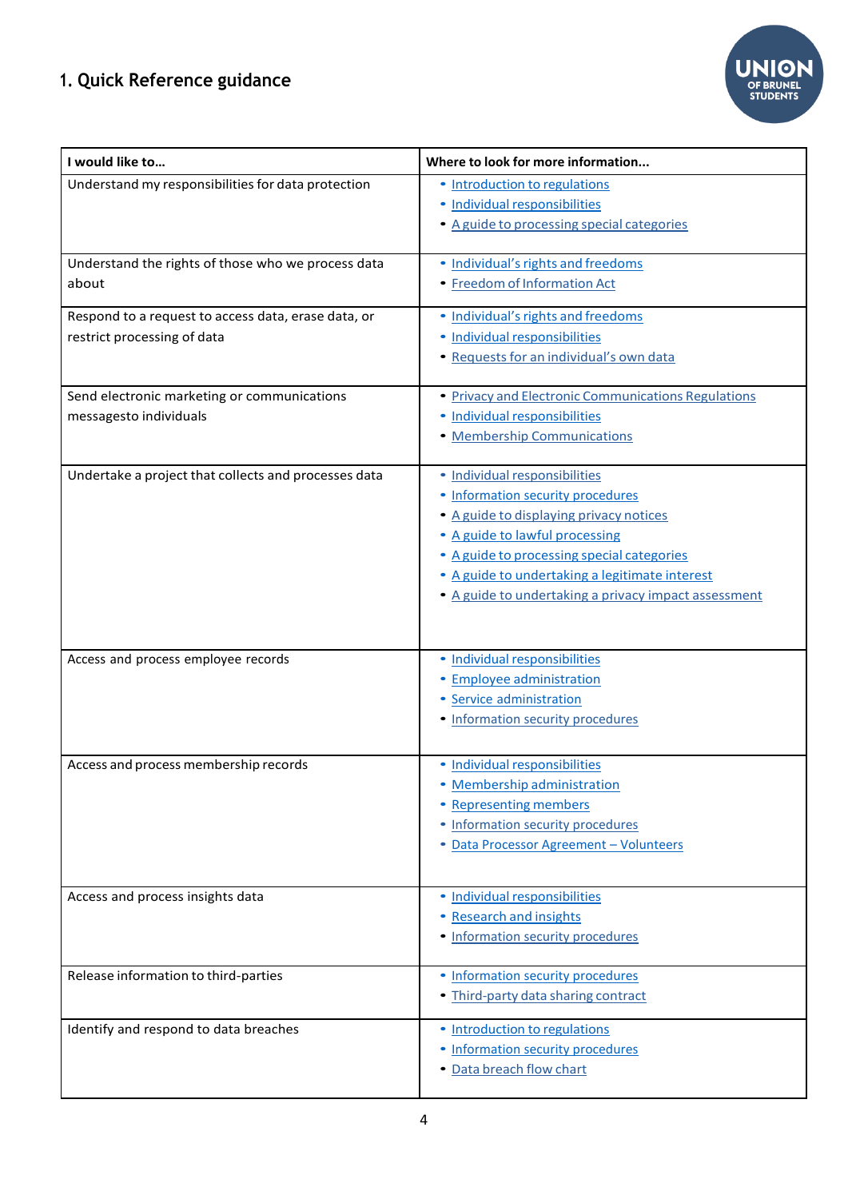## 1. Quick Reference guidance

| I would like to… | Where to look for more information… |
|---|---|
| Understand my responsibilities for data protection | • Introduction to regulations<br>• Individual responsibilities<br>• A guide to processing special categories |
| Understand the rights of those who we process data about | • Individual's rights and freedoms<br>• Freedom of Information Act |
| Respond to a request to access data, erase data, or restrict processing of data | • Individual's rights and freedoms<br>• Individual responsibilities<br>• Requests for an individual's own data |
| Send electronic marketing or communications messagesto individuals | • Privacy and Electronic Communications Regulations<br>• Individual responsibilities<br>• Membership Communications |
| Undertake a project that collects and processes data | • Individual responsibilities<br>• Information security procedures<br>• A guide to displaying privacy notices<br>• A guide to lawful processing<br>• A guide to processing special categories<br>• A guide to undertaking a legitimate interest<br>• A guide to undertaking a privacy impact assessment |
| Access and process employee records | • Individual responsibilities<br>• Employee administration<br>• Service administration<br>• Information security procedures |
| Access and process membership records | • Individual responsibilities<br>• Membership administration<br>• Representing members<br>• Information security procedures<br>• Data Processor Agreement – Volunteers |
| Access and process insights data | • Individual responsibilities<br>• Research and insights<br>• Information security procedures |
| Release information to third-parties | • Information security procedures<br>• Third-party data sharing contract |
| Identify and respond to data breaches | • Introduction to regulations<br>• Information security procedures<br>• Data breach flow chart |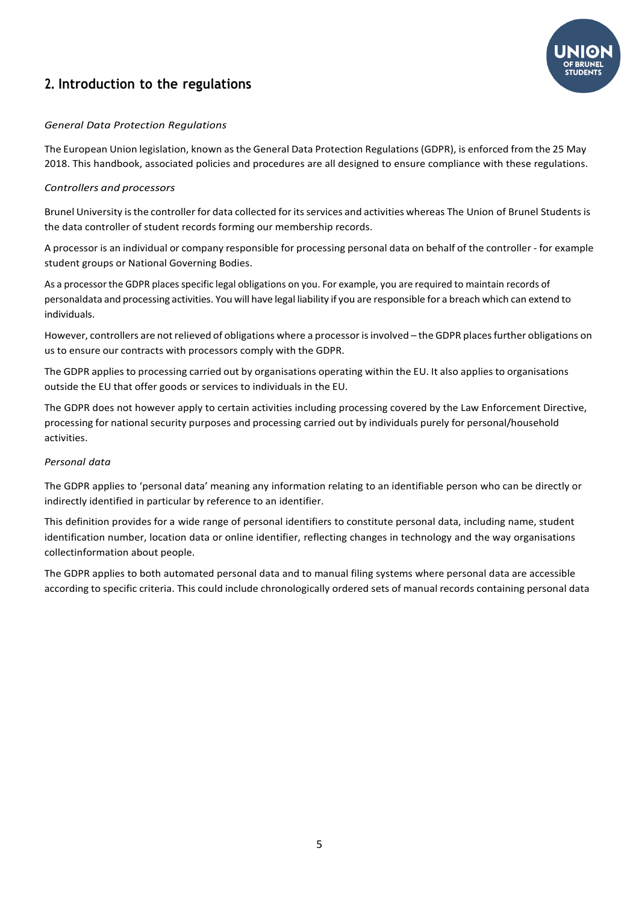## 2. Introduction to the regulations

*General Data Protection Regulations*

The European Union legislation, known as the General Data Protection Regulations (GDPR), is enforced from the 25 May 2018. This handbook, associated policies and procedures are all designed to ensure compliance with these regulations.

*Controllers and processors*

Brunel University is the controller for data collected for its services and activities whereas The Union of Brunel Students is the data controller of student records forming our membership records.

A processor is an individual or company responsible for processing personal data on behalf of the controller - for example student groups or National Governing Bodies.

As a processor the GDPR places specific legal obligations on you. For example, you are required to maintain records of personaldata and processing activities. You will have legal liability if you are responsible for a breach which can extend to individuals.

However, controllers are not relieved of obligations where a processor is involved – the GDPR places further obligations on us to ensure our contracts with processors comply with the GDPR.

The GDPR applies to processing carried out by organisations operating within the EU. It also applies to organisations outside the EU that offer goods or services to individuals in the EU.

The GDPR does not however apply to certain activities including processing covered by the Law Enforcement Directive, processing for national security purposes and processing carried out by individuals purely for personal/household activities.

*Personal data*

The GDPR applies to 'personal data' meaning any information relating to an identifiable person who can be directly or indirectly identified in particular by reference to an identifier.

This definition provides for a wide range of personal identifiers to constitute personal data, including name, student identification number, location data or online identifier, reflecting changes in technology and the way organisations collectinformation about people.

The GDPR applies to both automated personal data and to manual filing systems where personal data are accessible according to specific criteria. This could include chronologically ordered sets of manual records containing personal data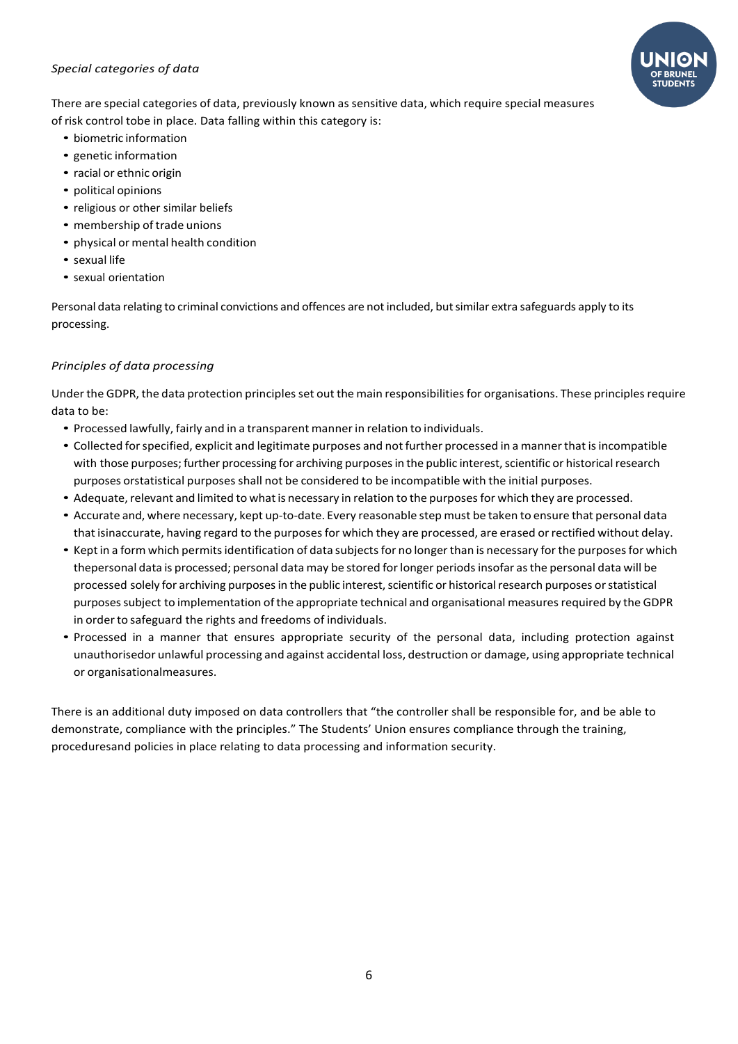*Special categories of data*

There are special categories of data, previously known as sensitive data, which require special measures of risk control tobe in place. Data falling within this category is:

- biometric information
- genetic information
- racial or ethnic origin
- political opinions
- religious or other similar beliefs
- membership of trade unions
- physical or mental health condition
- sexual life
- sexual orientation

Personal data relating to criminal convictions and offences are not included, but similar extra safeguards apply to its processing.

*Principles of data processing*

Under the GDPR, the data protection principles set out the main responsibilities for organisations. These principles require data to be:

- Processed lawfully, fairly and in a transparent manner in relation to individuals.
- Collected for specified, explicit and legitimate purposes and not further processed in a manner that is incompatible with those purposes; further processing for archiving purposes in the public interest, scientific or historical research purposes orstatistical purposes shall not be considered to be incompatible with the initial purposes.
- Adequate, relevant and limited to what is necessary in relation to the purposes for which they are processed.
- Accurate and, where necessary, kept up-to-date. Every reasonable step must be taken to ensure that personal data that isinaccurate, having regard to the purposes for which they are processed, are erased or rectified without delay.
- Kept in a form which permits identification of data subjects for no longer than is necessary for the purposes for which thepersonal data is processed; personal data may be stored for longer periods insofar as the personal data will be processed solely for archiving purposes in the public interest, scientific or historical research purposes or statistical purposes subject to implementation of the appropriate technical and organisational measures required by the GDPR in order to safeguard the rights and freedoms of individuals.
- Processed in a manner that ensures appropriate security of the personal data, including protection against unauthorisedor unlawful processing and against accidental loss, destruction or damage, using appropriate technical or organisationalmeasures.

There is an additional duty imposed on data controllers that "the controller shall be responsible for, and be able to demonstrate, compliance with the principles." The Students' Union ensures compliance through the training, proceduresand policies in place relating to data processing and information security.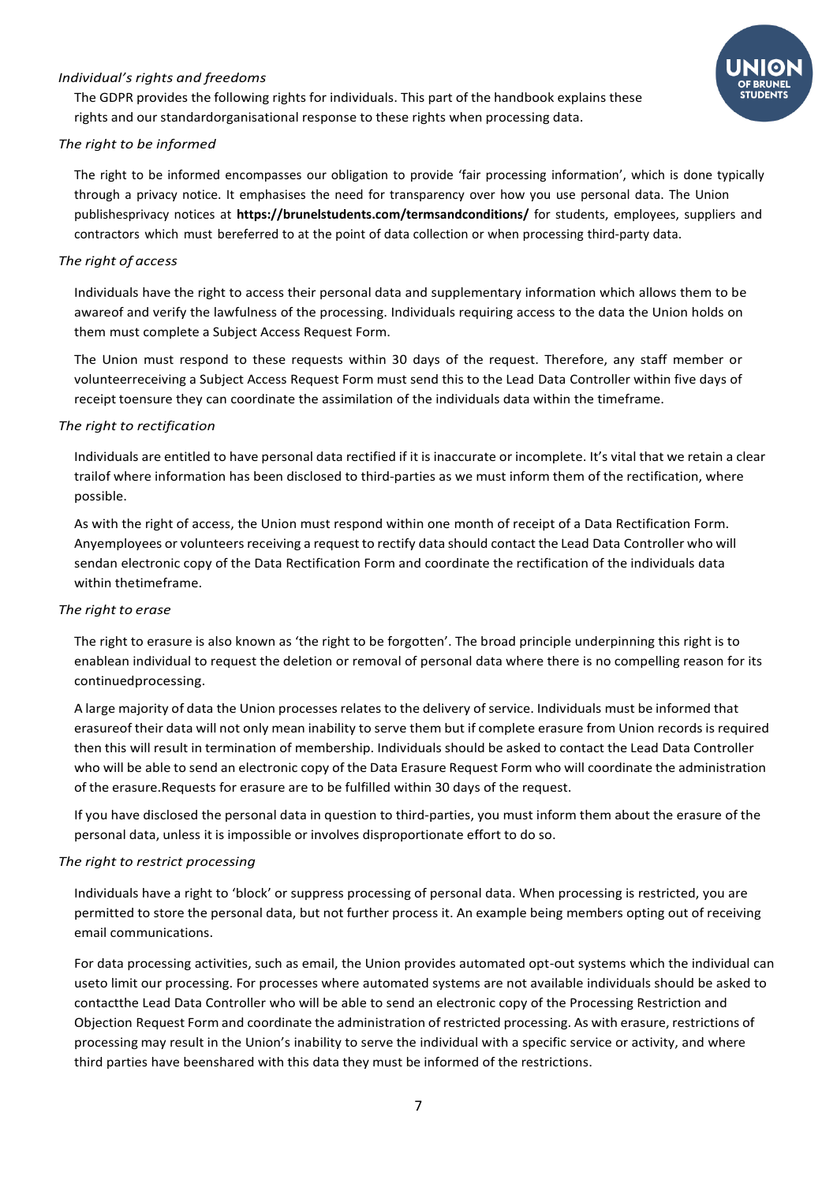*Individual's rights and freedoms*

The GDPR provides the following rights for individuals. This part of the handbook explains these rights and our standardorganisational response to these rights when processing data.

*The right to be informed*

The right to be informed encompasses our obligation to provide 'fair processing information', which is done typically through a privacy notice. It emphasises the need for transparency over how you use personal data. The Union publishesprivacy notices at **https://brunelstudents.com/termsandconditions/** for students, employees, suppliers and contractors which must bereferred to at the point of data collection or when processing third-party data.

*The right of access*

Individuals have the right to access their personal data and supplementary information which allows them to be awareof and verify the lawfulness of the processing. Individuals requiring access to the data the Union holds on them must complete a Subject Access Request Form.

The Union must respond to these requests within 30 days of the request. Therefore, any staff member or volunteerreceiving a Subject Access Request Form must send this to the Lead Data Controller within five days of receipt toensure they can coordinate the assimilation of the individuals data within the timeframe.

*The right to rectification*

Individuals are entitled to have personal data rectified if it is inaccurate or incomplete. It's vital that we retain a clear trailof where information has been disclosed to third-parties as we must inform them of the rectification, where possible.

As with the right of access, the Union must respond within one month of receipt of a Data Rectification Form. Anyemployees or volunteers receiving a request to rectify data should contact the Lead Data Controller who will sendan electronic copy of the Data Rectification Form and coordinate the rectification of the individuals data within thetimeframe.

*The right to erase*

The right to erasure is also known as 'the right to be forgotten'. The broad principle underpinning this right is to enablean individual to request the deletion or removal of personal data where there is no compelling reason for its continuedprocessing.

A large majority of data the Union processes relates to the delivery of service. Individuals must be informed that erasureof their data will not only mean inability to serve them but if complete erasure from Union records is required then this will result in termination of membership. Individuals should be asked to contact the Lead Data Controller who will be able to send an electronic copy of the Data Erasure Request Form who will coordinate the administration of the erasure.Requests for erasure are to be fulfilled within 30 days of the request.

If you have disclosed the personal data in question to third-parties, you must inform them about the erasure of the personal data, unless it is impossible or involves disproportionate effort to do so.

*The right to restrict processing*

Individuals have a right to 'block' or suppress processing of personal data. When processing is restricted, you are permitted to store the personal data, but not further process it. An example being members opting out of receiving email communications.

For data processing activities, such as email, the Union provides automated opt-out systems which the individual can useto limit our processing. For processes where automated systems are not available individuals should be asked to contactthe Lead Data Controller who will be able to send an electronic copy of the Processing Restriction and Objection Request Form and coordinate the administration of restricted processing. As with erasure, restrictions of processing may result in the Union's inability to serve the individual with a specific service or activity, and where third parties have beenshared with this data they must be informed of the restrictions.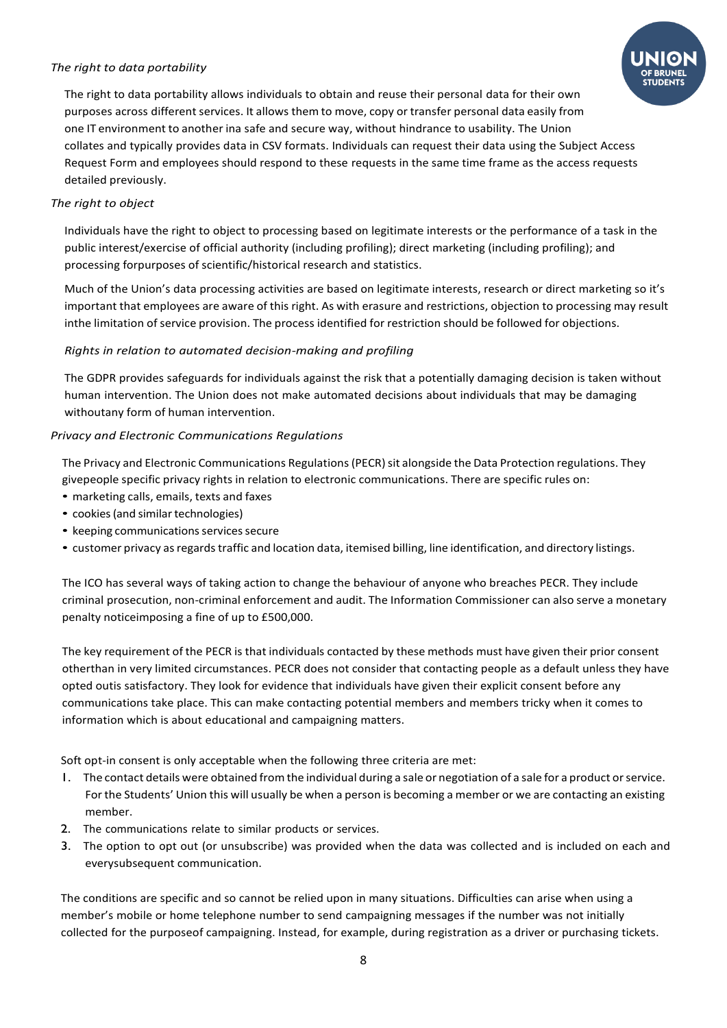*The right to data portability*

The right to data portability allows individuals to obtain and reuse their personal data for their own purposes across different services. It allows them to move, copy or transfer personal data easily from one IT environment to another ina safe and secure way, without hindrance to usability. The Union collates and typically provides data in CSV formats. Individuals can request their data using the Subject Access Request Form and employees should respond to these requests in the same time frame as the access requests detailed previously.

*The right to object*

Individuals have the right to object to processing based on legitimate interests or the performance of a task in the public interest/exercise of official authority (including profiling); direct marketing (including profiling); and processing forpurposes of scientific/historical research and statistics.

Much of the Union's data processing activities are based on legitimate interests, research or direct marketing so it's important that employees are aware of this right. As with erasure and restrictions, objection to processing may result inthe limitation of service provision. The process identified for restriction should be followed for objections.

*Rights in relation to automated decision-making and profiling*

The GDPR provides safeguards for individuals against the risk that a potentially damaging decision is taken without human intervention. The Union does not make automated decisions about individuals that may be damaging withoutany form of human intervention.

*Privacy and Electronic Communications Regulations*

The Privacy and Electronic Communications Regulations (PECR) sit alongside the Data Protection regulations. They givepeople specific privacy rights in relation to electronic communications. There are specific rules on:

- marketing calls, emails, texts and faxes
- cookies (and similar technologies)
- keeping communications services secure
- customer privacy as regards traffic and location data, itemised billing, line identification, and directory listings.

The ICO has several ways of taking action to change the behaviour of anyone who breaches PECR. They include criminal prosecution, non-criminal enforcement and audit. The Information Commissioner can also serve a monetary penalty noticeimposing a fine of up to £500,000.

The key requirement of the PECR is that individuals contacted by these methods must have given their prior consent otherthan in very limited circumstances. PECR does not consider that contacting people as a default unless they have opted outis satisfactory. They look for evidence that individuals have given their explicit consent before any communications take place. This can make contacting potential members and members tricky when it comes to information which is about educational and campaigning matters.

Soft opt-in consent is only acceptable when the following three criteria are met:

1. The contact details were obtained from the individual during a sale or negotiation of a sale for a product or service. For the Students' Union this will usually be when a person is becoming a member or we are contacting an existing member.
2. The communications relate to similar products or services.
3. The option to opt out (or unsubscribe) was provided when the data was collected and is included on each and everysubsequent communication.

The conditions are specific and so cannot be relied upon in many situations. Difficulties can arise when using a member's mobile or home telephone number to send campaigning messages if the number was not initially collected for the purposeof campaigning. Instead, for example, during registration as a driver or purchasing tickets.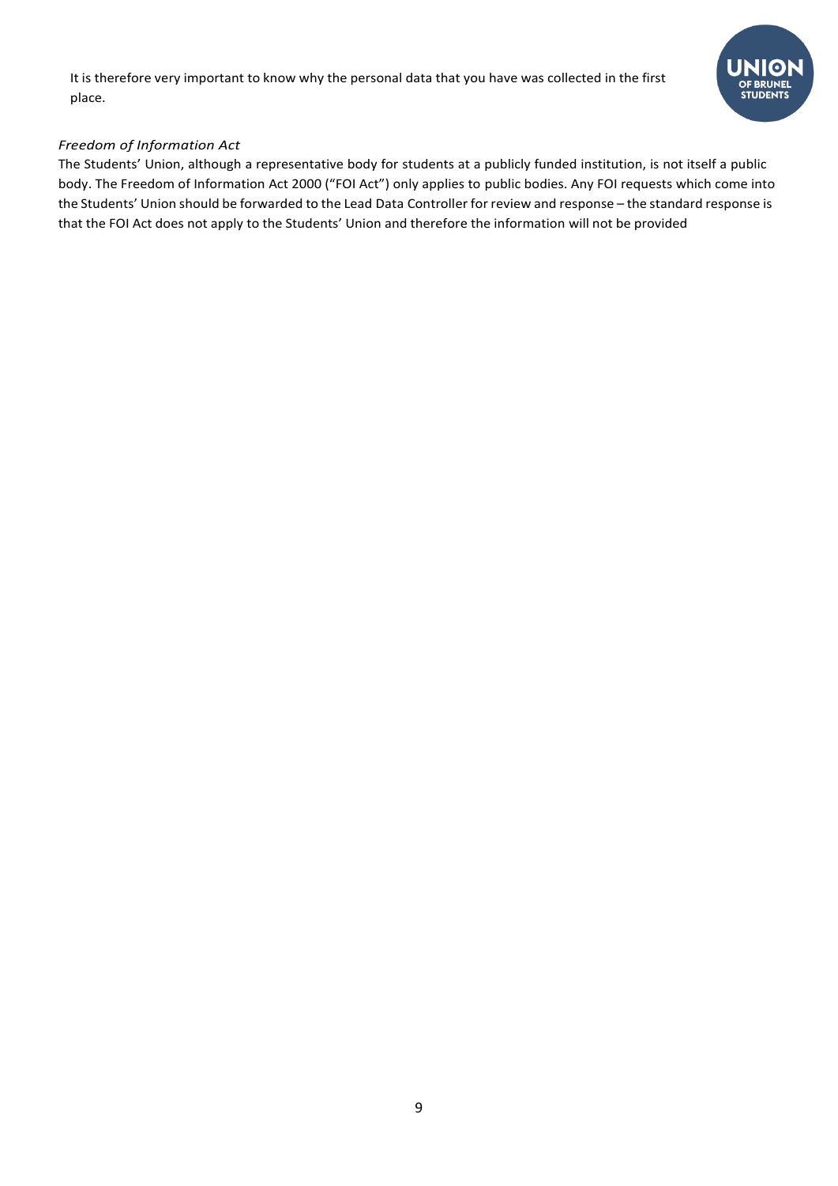It is therefore very important to know why the personal data that you have was collected in the first place.

*Freedom of Information Act*

The Students' Union, although a representative body for students at a publicly funded institution, is not itself a public body. The Freedom of Information Act 2000 ("FOI Act") only applies to public bodies. Any FOI requests which come into the Students' Union should be forwarded to the Lead Data Controller for review and response – the standard response is that the FOI Act does not apply to the Students' Union and therefore the information will not be provided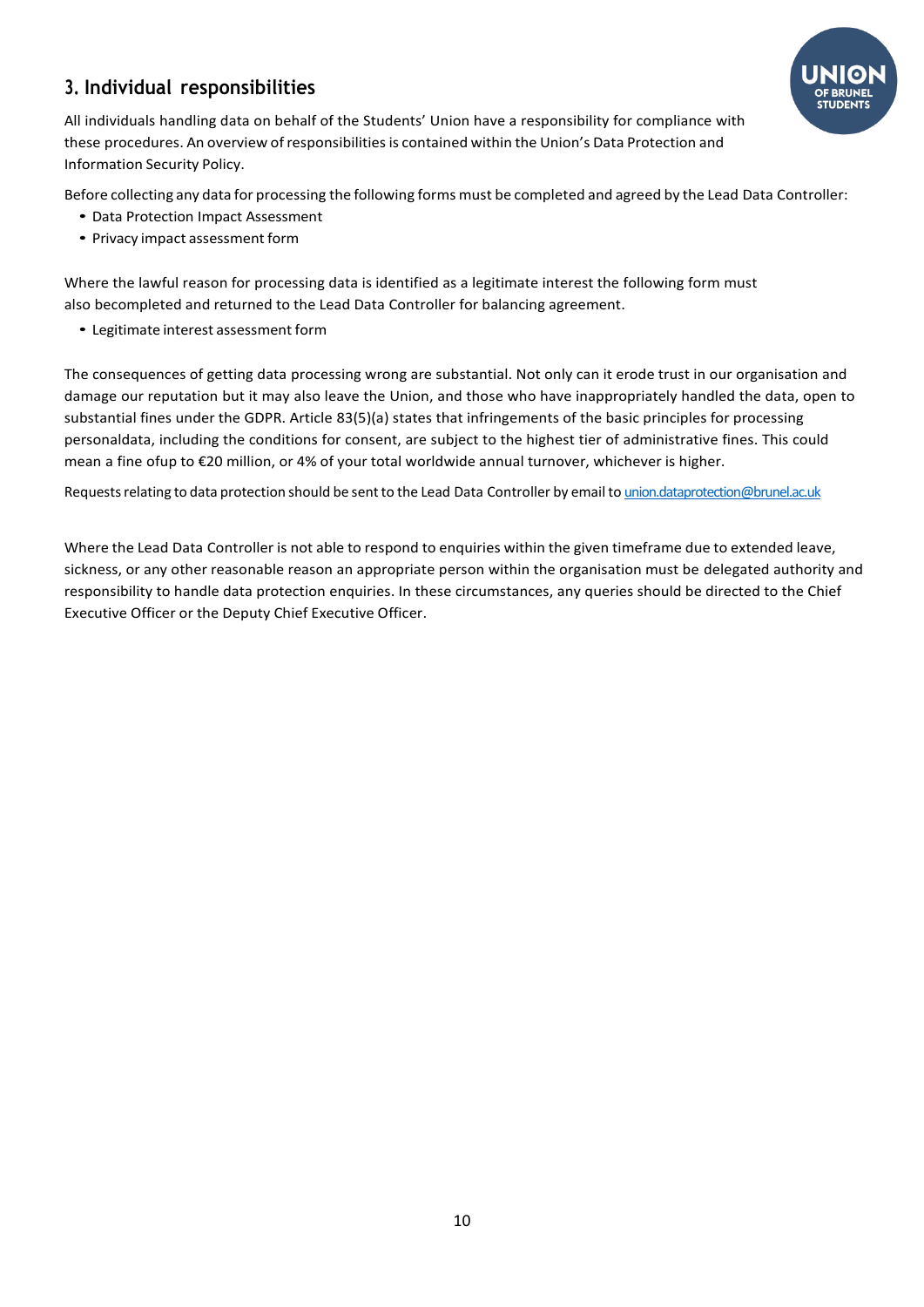## 3. Individual responsibilities

All individuals handling data on behalf of the Students' Union have a responsibility for compliance with these procedures. An overview of responsibilities is contained within the Union's Data Protection and Information Security Policy.

Before collecting any data for processing the following forms must be completed and agreed by the Lead Data Controller:

- Data Protection Impact Assessment
- Privacy impact assessment form

Where the lawful reason for processing data is identified as a legitimate interest the following form must also becompleted and returned to the Lead Data Controller for balancing agreement.

- Legitimate interest assessment form

The consequences of getting data processing wrong are substantial. Not only can it erode trust in our organisation and damage our reputation but it may also leave the Union, and those who have inappropriately handled the data, open to substantial fines under the GDPR. Article 83(5)(a) states that infringements of the basic principles for processing personaldata, including the conditions for consent, are subject to the highest tier of administrative fines. This could mean a fine ofup to €20 million, or 4% of your total worldwide annual turnover, whichever is higher.

Requests relating to data protection should be sent to the Lead Data Controller by email to union.dataprotection@brunel.ac.uk

Where the Lead Data Controller is not able to respond to enquiries within the given timeframe due to extended leave, sickness, or any other reasonable reason an appropriate person within the organisation must be delegated authority and responsibility to handle data protection enquiries. In these circumstances, any queries should be directed to the Chief Executive Officer or the Deputy Chief Executive Officer.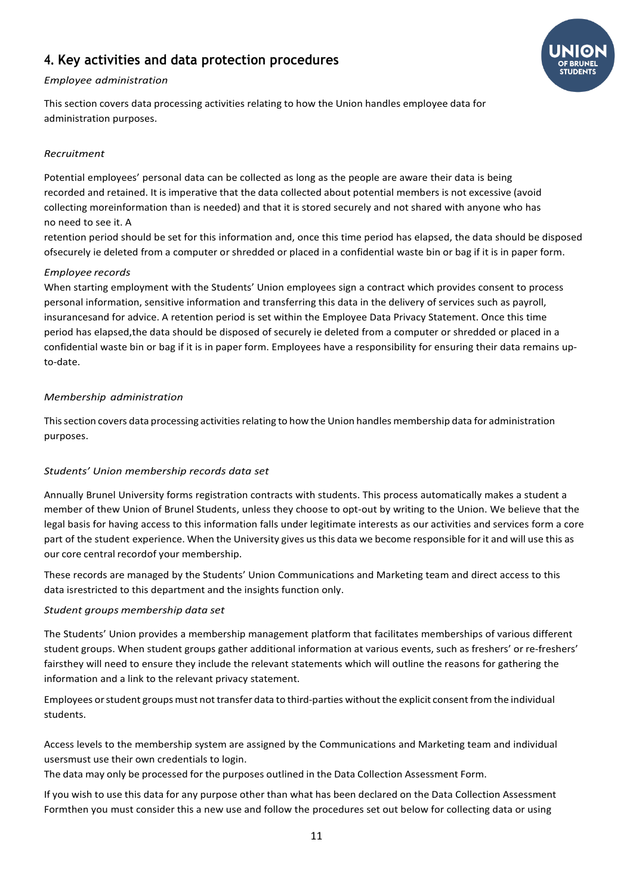## 4. Key activities and data protection procedures

*Employee administration*

This section covers data processing activities relating to how the Union handles employee data for administration purposes.

*Recruitment*

Potential employees' personal data can be collected as long as the people are aware their data is being recorded and retained. It is imperative that the data collected about potential members is not excessive (avoid collecting moreinformation than is needed) and that it is stored securely and not shared with anyone who has no need to see it. A retention period should be set for this information and, once this time period has elapsed, the data should be disposed ofsecurely ie deleted from a computer or shredded or placed in a confidential waste bin or bag if it is in paper form.

*Employee records*

When starting employment with the Students' Union employees sign a contract which provides consent to process personal information, sensitive information and transferring this data in the delivery of services such as payroll, insurancesand for advice. A retention period is set within the Employee Data Privacy Statement. Once this time period has elapsed,the data should be disposed of securely ie deleted from a computer or shredded or placed in a confidential waste bin or bag if it is in paper form. Employees have a responsibility for ensuring their data remains up-to-date.

*Membership administration*

This section covers data processing activities relating to how the Union handles membership data for administration purposes.

*Students' Union membership records data set*

Annually Brunel University forms registration contracts with students. This process automatically makes a student a member of thew Union of Brunel Students, unless they choose to opt-out by writing to the Union. We believe that the legal basis for having access to this information falls under legitimate interests as our activities and services form a core part of the student experience. When the University gives us this data we become responsible for it and will use this as our core central recordof your membership.

These records are managed by the Students' Union Communications and Marketing team and direct access to this data isrestricted to this department and the insights function only.

*Student groups membership data set*

The Students' Union provides a membership management platform that facilitates memberships of various different student groups. When student groups gather additional information at various events, such as freshers' or re-freshers' fairsthey will need to ensure they include the relevant statements which will outline the reasons for gathering the information and a link to the relevant privacy statement.

Employees or student groups must not transfer data to third-parties without the explicit consent from the individual students.

Access levels to the membership system are assigned by the Communications and Marketing team and individual usersmust use their own credentials to login.

The data may only be processed for the purposes outlined in the Data Collection Assessment Form.

If you wish to use this data for any purpose other than what has been declared on the Data Collection Assessment Formthen you must consider this a new use and follow the procedures set out below for collecting data or using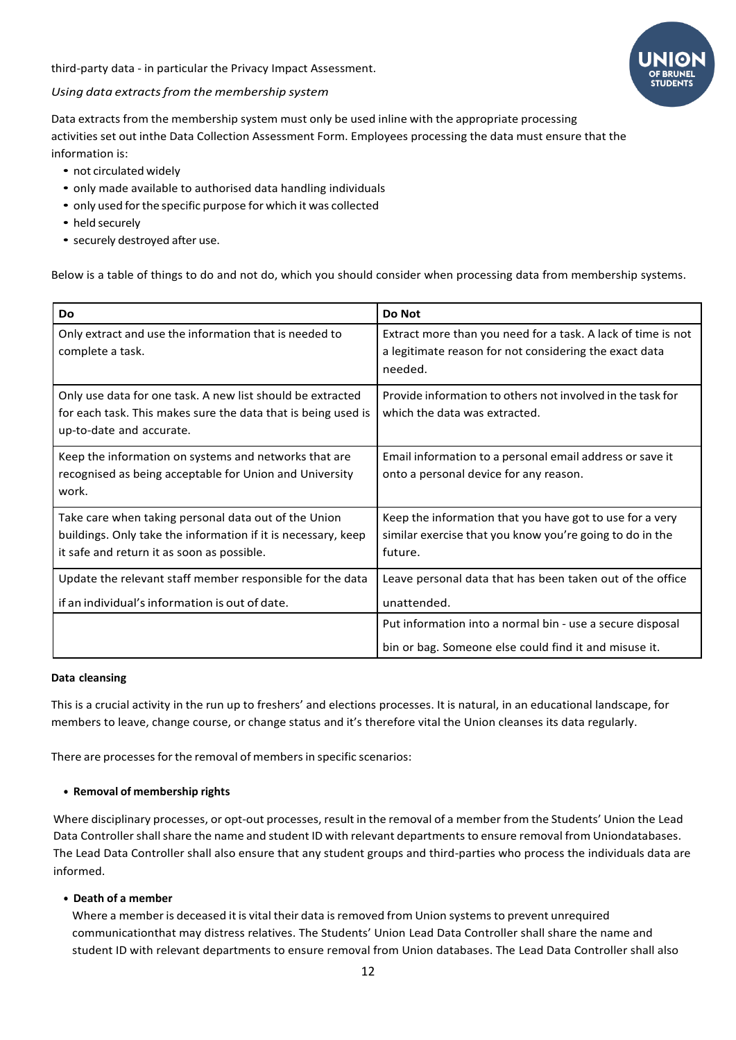third-party data - in particular the Privacy Impact Assessment.

*Using data extracts from the membership system*

Data extracts from the membership system must only be used inline with the appropriate processing activities set out inthe Data Collection Assessment Form. Employees processing the data must ensure that the information is:

- not circulated widely
- only made available to authorised data handling individuals
- only used for the specific purpose for which it was collected
- held securely
- securely destroyed after use.

Below is a table of things to do and not do, which you should consider when processing data from membership systems.

| Do | Do Not |
|---|---|
| Only extract and use the information that is needed to complete a task. | Extract more than you need for a task. A lack of time is not a legitimate reason for not considering the exact data needed. |
| Only use data for one task. A new list should be extracted for each task. This makes sure the data that is being used is up-to-date and accurate. | Provide information to others not involved in the task for which the data was extracted. |
| Keep the information on systems and networks that are recognised as being acceptable for Union and University work. | Email information to a personal email address or save it onto a personal device for any reason. |
| Take care when taking personal data out of the Union buildings. Only take the information if it is necessary, keep it safe and return it as soon as possible. | Keep the information that you have got to use for a very similar exercise that you know you're going to do in the future. |
| Update the relevant staff member responsible for the data if an individual's information is out of date. | Leave personal data that has been taken out of the office unattended. |
| | Put information into a normal bin - use a secure disposal bin or bag. Someone else could find it and misuse it. |

**Data cleansing**

This is a crucial activity in the run up to freshers' and elections processes. It is natural, in an educational landscape, for members to leave, change course, or change status and it's therefore vital the Union cleanses its data regularly.

There are processes for the removal of members in specific scenarios:

- **Removal of membership rights**

Where disciplinary processes, or opt-out processes, result in the removal of a member from the Students' Union the Lead Data Controller shall share the name and student ID with relevant departments to ensure removal from Uniondatabases. The Lead Data Controller shall also ensure that any student groups and third-parties who process the individuals data are informed.

- **Death of a member**

  Where a member is deceased it is vital their data is removed from Union systems to prevent unrequired communicationthat may distress relatives. The Students' Union Lead Data Controller shall share the name and student ID with relevant departments to ensure removal from Union databases. The Lead Data Controller shall also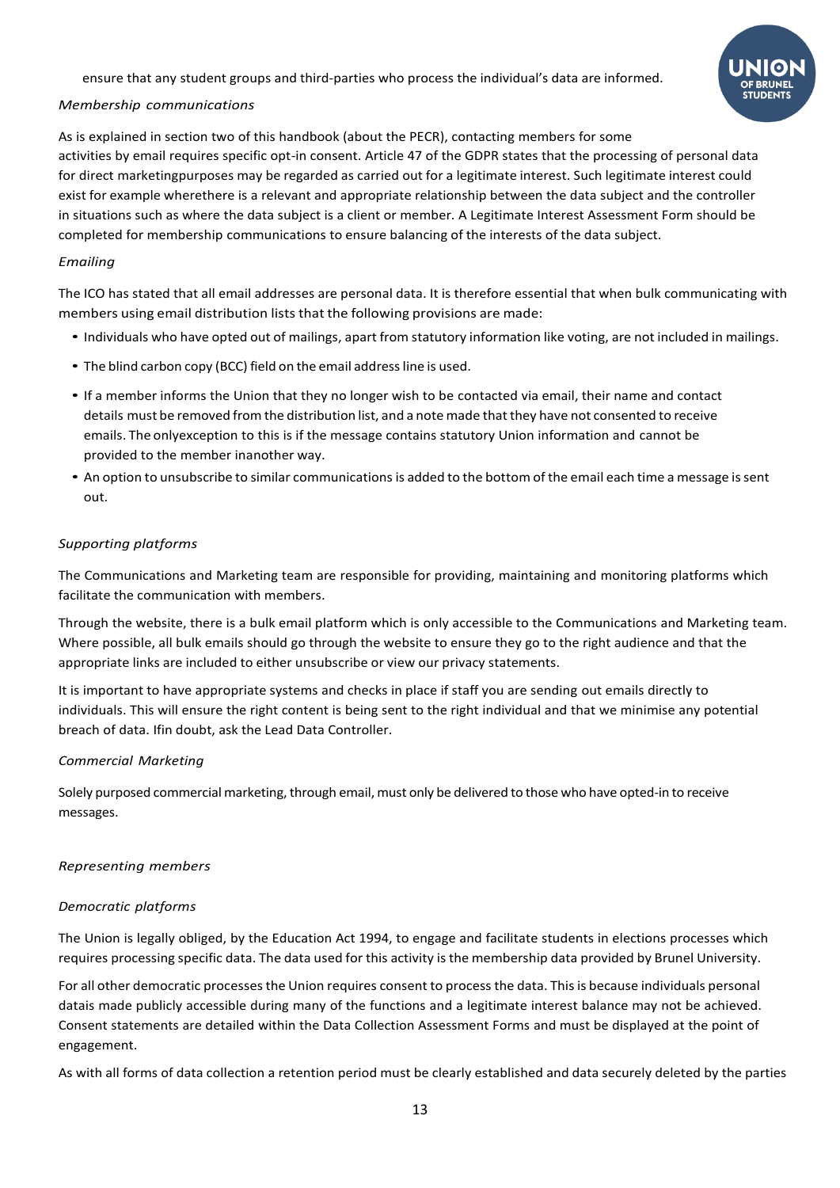ensure that any student groups and third-parties who process the individual's data are informed.

*Membership communications*

As is explained in section two of this handbook (about the PECR), contacting members for some activities by email requires specific opt-in consent. Article 47 of the GDPR states that the processing of personal data for direct marketingpurposes may be regarded as carried out for a legitimate interest. Such legitimate interest could exist for example wherethere is a relevant and appropriate relationship between the data subject and the controller in situations such as where the data subject is a client or member. A Legitimate Interest Assessment Form should be completed for membership communications to ensure balancing of the interests of the data subject.

*Emailing*

The ICO has stated that all email addresses are personal data. It is therefore essential that when bulk communicating with members using email distribution lists that the following provisions are made:

- Individuals who have opted out of mailings, apart from statutory information like voting, are not included in mailings.
- The blind carbon copy (BCC) field on the email address line is used.
- If a member informs the Union that they no longer wish to be contacted via email, their name and contact details must be removed from the distribution list, and a note made that they have not consented to receive emails. The onlyexception to this is if the message contains statutory Union information and cannot be provided to the member inanother way.
- An option to unsubscribe to similar communications is added to the bottom of the email each time a message is sent out.

*Supporting platforms*

The Communications and Marketing team are responsible for providing, maintaining and monitoring platforms which facilitate the communication with members.

Through the website, there is a bulk email platform which is only accessible to the Communications and Marketing team. Where possible, all bulk emails should go through the website to ensure they go to the right audience and that the appropriate links are included to either unsubscribe or view our privacy statements.

It is important to have appropriate systems and checks in place if staff you are sending out emails directly to individuals. This will ensure the right content is being sent to the right individual and that we minimise any potential breach of data. Ifin doubt, ask the Lead Data Controller.

*Commercial Marketing*

Solely purposed commercial marketing, through email, must only be delivered to those who have opted-in to receive messages.

*Representing members*

*Democratic platforms*

The Union is legally obliged, by the Education Act 1994, to engage and facilitate students in elections processes which requires processing specific data. The data used for this activity is the membership data provided by Brunel University.

For all other democratic processes the Union requires consent to process the data. This is because individuals personal datais made publicly accessible during many of the functions and a legitimate interest balance may not be achieved. Consent statements are detailed within the Data Collection Assessment Forms and must be displayed at the point of engagement.

As with all forms of data collection a retention period must be clearly established and data securely deleted by the parties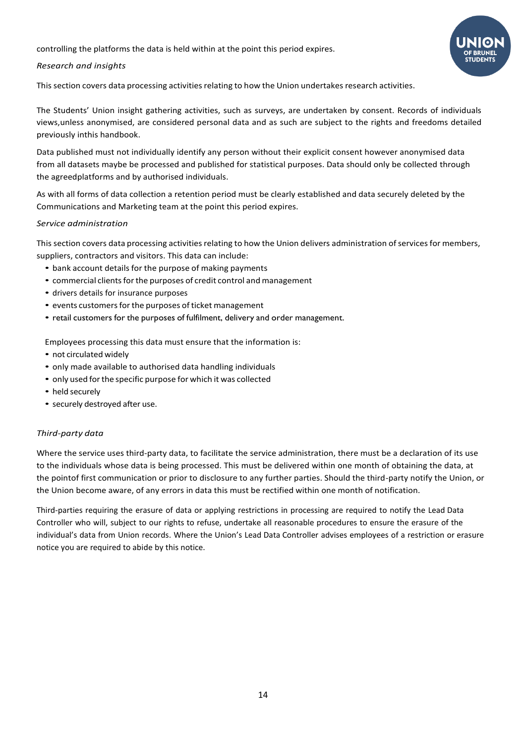controlling the platforms the data is held within at the point this period expires.

*Research and insights*

This section covers data processing activities relating to how the Union undertakes research activities.

The Students' Union insight gathering activities, such as surveys, are undertaken by consent. Records of individuals views,unless anonymised, are considered personal data and as such are subject to the rights and freedoms detailed previously inthis handbook.

Data published must not individually identify any person without their explicit consent however anonymised data from all datasets maybe be processed and published for statistical purposes. Data should only be collected through the agreedplatforms and by authorised individuals.

As with all forms of data collection a retention period must be clearly established and data securely deleted by the Communications and Marketing team at the point this period expires.

*Service administration*

This section covers data processing activities relating to how the Union delivers administration of services for members, suppliers, contractors and visitors. This data can include:

- bank account details for the purpose of making payments
- commercial clients for the purposes of credit control and management
- drivers details for insurance purposes
- events customers for the purposes of ticket management
- retail customers for the purposes of fulfilment, delivery and order management.

Employees processing this data must ensure that the information is:

- not circulated widely
- only made available to authorised data handling individuals
- only used for the specific purpose for which it was collected
- held securely
- securely destroyed after use.

*Third-party data*

Where the service uses third-party data, to facilitate the service administration, there must be a declaration of its use to the individuals whose data is being processed. This must be delivered within one month of obtaining the data, at the pointof first communication or prior to disclosure to any further parties. Should the third-party notify the Union, or the Union become aware, of any errors in data this must be rectified within one month of notification.

Third-parties requiring the erasure of data or applying restrictions in processing are required to notify the Lead Data Controller who will, subject to our rights to refuse, undertake all reasonable procedures to ensure the erasure of the individual's data from Union records. Where the Union's Lead Data Controller advises employees of a restriction or erasure notice you are required to abide by this notice.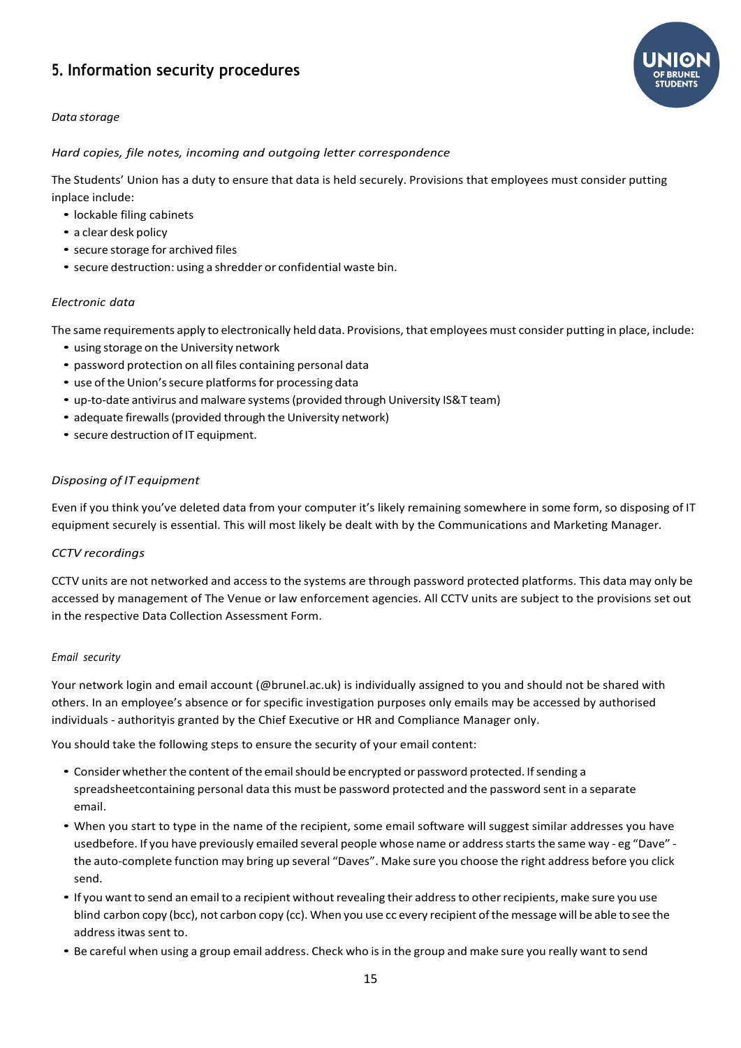## 5. Information security procedures

*Data storage*

*Hard copies, file notes, incoming and outgoing letter correspondence*

The Students' Union has a duty to ensure that data is held securely. Provisions that employees must consider putting inplace include:

- lockable filing cabinets
- a clear desk policy
- secure storage for archived files
- secure destruction: using a shredder or confidential waste bin.

*Electronic data*

The same requirements apply to electronically held data. Provisions, that employees must consider putting in place, include:

- using storage on the University network
- password protection on all files containing personal data
- use of the Union's secure platforms for processing data
- up-to-date antivirus and malware systems (provided through University IS&T team)
- adequate firewalls (provided through the University network)
- secure destruction of IT equipment.

*Disposing of IT equipment*

Even if you think you've deleted data from your computer it's likely remaining somewhere in some form, so disposing of IT equipment securely is essential. This will most likely be dealt with by the Communications and Marketing Manager.

*CCTV recordings*

CCTV units are not networked and access to the systems are through password protected platforms. This data may only be accessed by management of The Venue or law enforcement agencies. All CCTV units are subject to the provisions set out in the respective Data Collection Assessment Form.

*Email security*

Your network login and email account (@brunel.ac.uk) is individually assigned to you and should not be shared with others. In an employee's absence or for specific investigation purposes only emails may be accessed by authorised individuals - authorityis granted by the Chief Executive or HR and Compliance Manager only.

You should take the following steps to ensure the security of your email content:

- Consider whether the content of the email should be encrypted or password protected. If sending a spreadsheetcontaining personal data this must be password protected and the password sent in a separate email.
- When you start to type in the name of the recipient, some email software will suggest similar addresses you have usedbefore. If you have previously emailed several people whose name or address starts the same way - eg "Dave" - the auto-complete function may bring up several "Daves". Make sure you choose the right address before you click send.
- If you want to send an email to a recipient without revealing their address to other recipients, make sure you use blind carbon copy (bcc), not carbon copy (cc). When you use cc every recipient of the message will be able to see the address itwas sent to.
- Be careful when using a group email address. Check who is in the group and make sure you really want to send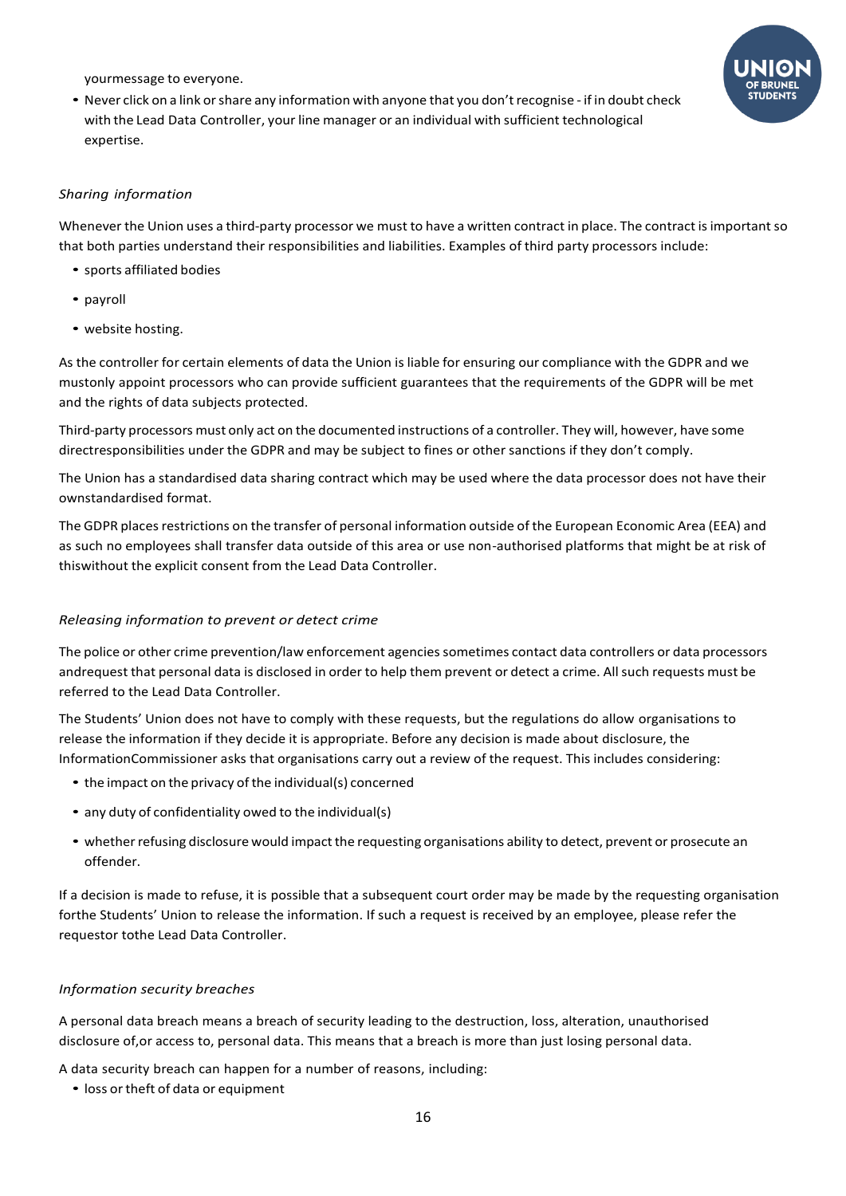yourmessage to everyone.

- Never click on a link or share any information with anyone that you don't recognise - if in doubt check with the Lead Data Controller, your line manager or an individual with sufficient technological expertise.

*Sharing information*

Whenever the Union uses a third-party processor we must to have a written contract in place. The contract is important so that both parties understand their responsibilities and liabilities. Examples of third party processors include:

- sports affiliated bodies
- payroll
- website hosting.

As the controller for certain elements of data the Union is liable for ensuring our compliance with the GDPR and we mustonly appoint processors who can provide sufficient guarantees that the requirements of the GDPR will be met and the rights of data subjects protected.

Third-party processors must only act on the documented instructions of a controller. They will, however, have some directresponsibilities under the GDPR and may be subject to fines or other sanctions if they don't comply.

The Union has a standardised data sharing contract which may be used where the data processor does not have their ownstandardised format.

The GDPR places restrictions on the transfer of personal information outside of the European Economic Area (EEA) and as such no employees shall transfer data outside of this area or use non-authorised platforms that might be at risk of thiswithout the explicit consent from the Lead Data Controller.

*Releasing information to prevent or detect crime*

The police or other crime prevention/law enforcement agencies sometimes contact data controllers or data processors andrequest that personal data is disclosed in order to help them prevent or detect a crime. All such requests must be referred to the Lead Data Controller.

The Students' Union does not have to comply with these requests, but the regulations do allow organisations to release the information if they decide it is appropriate. Before any decision is made about disclosure, the InformationCommissioner asks that organisations carry out a review of the request. This includes considering:

- the impact on the privacy of the individual(s) concerned
- any duty of confidentiality owed to the individual(s)
- whether refusing disclosure would impact the requesting organisations ability to detect, prevent or prosecute an offender.

If a decision is made to refuse, it is possible that a subsequent court order may be made by the requesting organisation forthe Students' Union to release the information. If such a request is received by an employee, please refer the requestor tothe Lead Data Controller.

*Information security breaches*

A personal data breach means a breach of security leading to the destruction, loss, alteration, unauthorised disclosure of,or access to, personal data. This means that a breach is more than just losing personal data.

A data security breach can happen for a number of reasons, including:

- loss or theft of data or equipment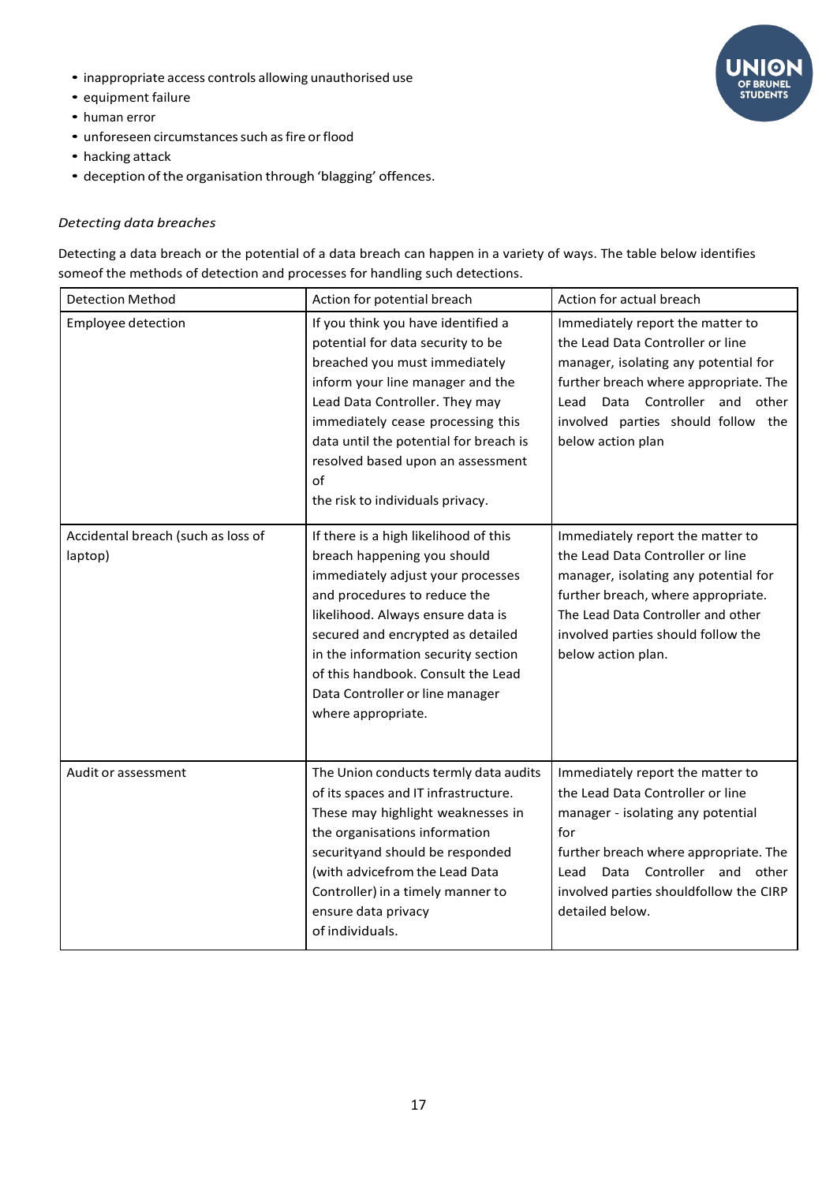- inappropriate access controls allowing unauthorised use
- equipment failure
- human error
- unforeseen circumstances such as fire or flood
- hacking attack
- deception of the organisation through 'blagging' offences.

*Detecting data breaches*

Detecting a data breach or the potential of a data breach can happen in a variety of ways. The table below identifies someof the methods of detection and processes for handling such detections.

| Detection Method | Action for potential breach | Action for actual breach |
|---|---|---|
| Employee detection | If you think you have identified a potential for data security to be breached you must immediately inform your line manager and the Lead Data Controller. They may immediately cease processing this data until the potential for breach is resolved based upon an assessment of the risk to individuals privacy. | Immediately report the matter to the Lead Data Controller or line manager, isolating any potential for further breach where appropriate. The Lead Data Controller and other involved parties should follow the below action plan |
| Accidental breach (such as loss of laptop) | If there is a high likelihood of this breach happening you should immediately adjust your processes and procedures to reduce the likelihood. Always ensure data is secured and encrypted as detailed in the information security section of this handbook. Consult the Lead Data Controller or line manager where appropriate. | Immediately report the matter to the Lead Data Controller or line manager, isolating any potential for further breach, where appropriate. The Lead Data Controller and other involved parties should follow the below action plan. |
| Audit or assessment | The Union conducts termly data audits of its spaces and IT infrastructure. These may highlight weaknesses in the organisations information securityand should be responded (with advicefrom the Lead Data Controller) in a timely manner to ensure data privacy of individuals. | Immediately report the matter to the Lead Data Controller or line manager - isolating any potential for further breach where appropriate. The Lead Data Controller and other involved parties shouldfollow the CIRP detailed below. |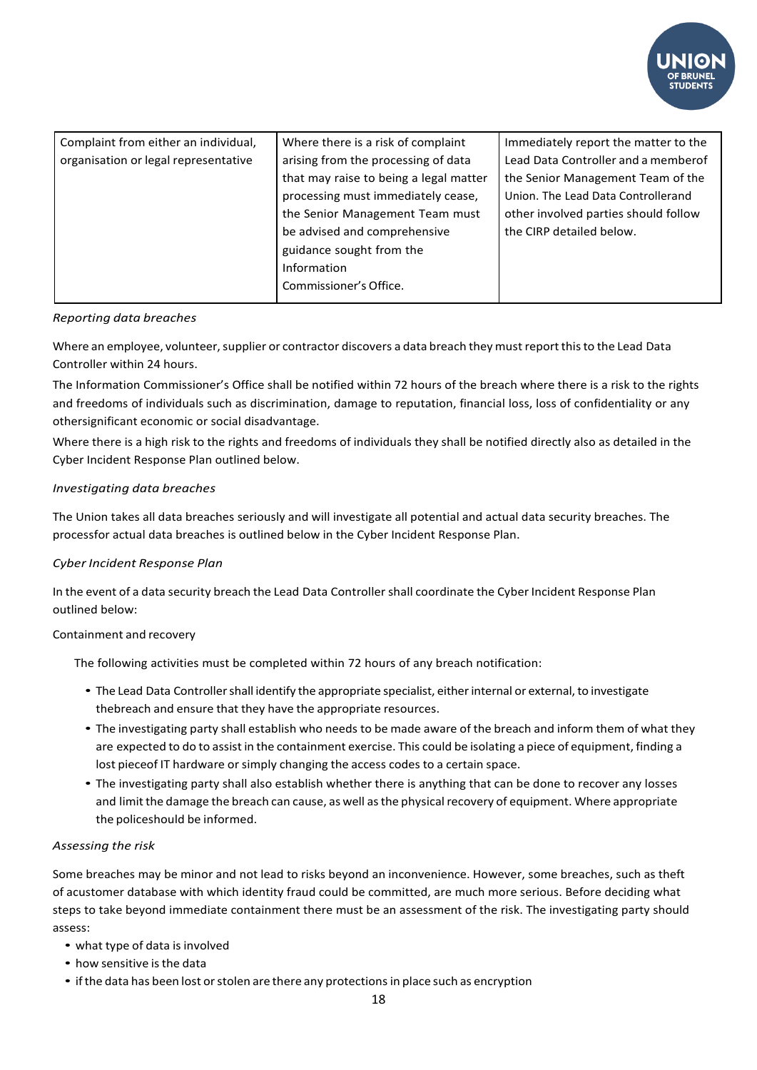| Complaint from either an individual, organisation or legal representative | Where there is a risk of complaint arising from the processing of data that may raise to being a legal matter processing must immediately cease, the Senior Management Team must be advised and comprehensive guidance sought from the Information Commissioner's Office. | Immediately report the matter to the Lead Data Controller and a memberof the Senior Management Team of the Union. The Lead Data Controllerand other involved parties should follow the CIRP detailed below. |
|---|---|---|

*Reporting data breaches*

Where an employee, volunteer, supplier or contractor discovers a data breach they must report this to the Lead Data Controller within 24 hours.

The Information Commissioner's Office shall be notified within 72 hours of the breach where there is a risk to the rights and freedoms of individuals such as discrimination, damage to reputation, financial loss, loss of confidentiality or any othersignificant economic or social disadvantage.

Where there is a high risk to the rights and freedoms of individuals they shall be notified directly also as detailed in the Cyber Incident Response Plan outlined below.

*Investigating data breaches*

The Union takes all data breaches seriously and will investigate all potential and actual data security breaches. The processfor actual data breaches is outlined below in the Cyber Incident Response Plan.

*Cyber Incident Response Plan*

In the event of a data security breach the Lead Data Controller shall coordinate the Cyber Incident Response Plan outlined below:

Containment and recovery

The following activities must be completed within 72 hours of any breach notification:

- The Lead Data Controller shall identify the appropriate specialist, either internal or external, to investigate thebreach and ensure that they have the appropriate resources.
- The investigating party shall establish who needs to be made aware of the breach and inform them of what they are expected to do to assist in the containment exercise. This could be isolating a piece of equipment, finding a lost pieceof IT hardware or simply changing the access codes to a certain space.
- The investigating party shall also establish whether there is anything that can be done to recover any losses and limit the damage the breach can cause, as well as the physical recovery of equipment. Where appropriate the policeshould be informed.

*Assessing the risk*

Some breaches may be minor and not lead to risks beyond an inconvenience. However, some breaches, such as theft of acustomer database with which identity fraud could be committed, are much more serious. Before deciding what steps to take beyond immediate containment there must be an assessment of the risk. The investigating party should assess:

- what type of data is involved
- how sensitive is the data
- if the data has been lost or stolen are there any protections in place such as encryption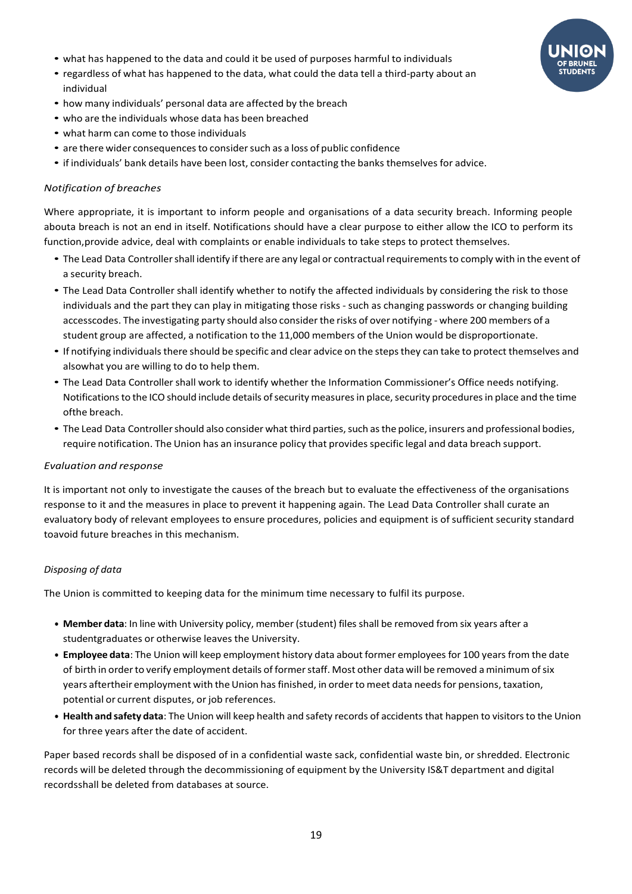- what has happened to the data and could it be used of purposes harmful to individuals
- regardless of what has happened to the data, what could the data tell a third-party about an individual
- how many individuals' personal data are affected by the breach
- who are the individuals whose data has been breached
- what harm can come to those individuals
- are there wider consequences to consider such as a loss of public confidence
- if individuals' bank details have been lost, consider contacting the banks themselves for advice.

*Notification of breaches*

Where appropriate, it is important to inform people and organisations of a data security breach. Informing people abouta breach is not an end in itself. Notifications should have a clear purpose to either allow the ICO to perform its function,provide advice, deal with complaints or enable individuals to take steps to protect themselves.

- The Lead Data Controller shall identify if there are any legal or contractual requirements to comply with in the event of a security breach.
- The Lead Data Controller shall identify whether to notify the affected individuals by considering the risk to those individuals and the part they can play in mitigating those risks - such as changing passwords or changing building accesscodes. The investigating party should also consider the risks of over notifying - where 200 members of a student group are affected, a notification to the 11,000 members of the Union would be disproportionate.
- If notifying individuals there should be specific and clear advice on the steps they can take to protect themselves and alsowhat you are willing to do to help them.
- The Lead Data Controller shall work to identify whether the Information Commissioner's Office needs notifying. Notifications to the ICO should include details of security measures in place, security procedures in place and the time ofthe breach.
- The Lead Data Controller should also consider what third parties, such as the police, insurers and professional bodies, require notification. The Union has an insurance policy that provides specific legal and data breach support.

*Evaluation and response*

It is important not only to investigate the causes of the breach but to evaluate the effectiveness of the organisations response to it and the measures in place to prevent it happening again. The Lead Data Controller shall curate an evaluatory body of relevant employees to ensure procedures, policies and equipment is of sufficient security standard toavoid future breaches in this mechanism.

*Disposing of data*

The Union is committed to keeping data for the minimum time necessary to fulfil its purpose.

- **Member data**: In line with University policy, member (student) files shall be removed from six years after a studentgraduates or otherwise leaves the University.
- **Employee data**: The Union will keep employment history data about former employees for 100 years from the date of birth in order to verify employment details of former staff. Most other data will be removed a minimum of six years aftertheir employment with the Union has finished, in order to meet data needs for pensions, taxation, potential or current disputes, or job references.
- **Health and safety data**: The Union will keep health and safety records of accidents that happen to visitors to the Union for three years after the date of accident.

Paper based records shall be disposed of in a confidential waste sack, confidential waste bin, or shredded. Electronic records will be deleted through the decommissioning of equipment by the University IS&T department and digital recordsshall be deleted from databases at source.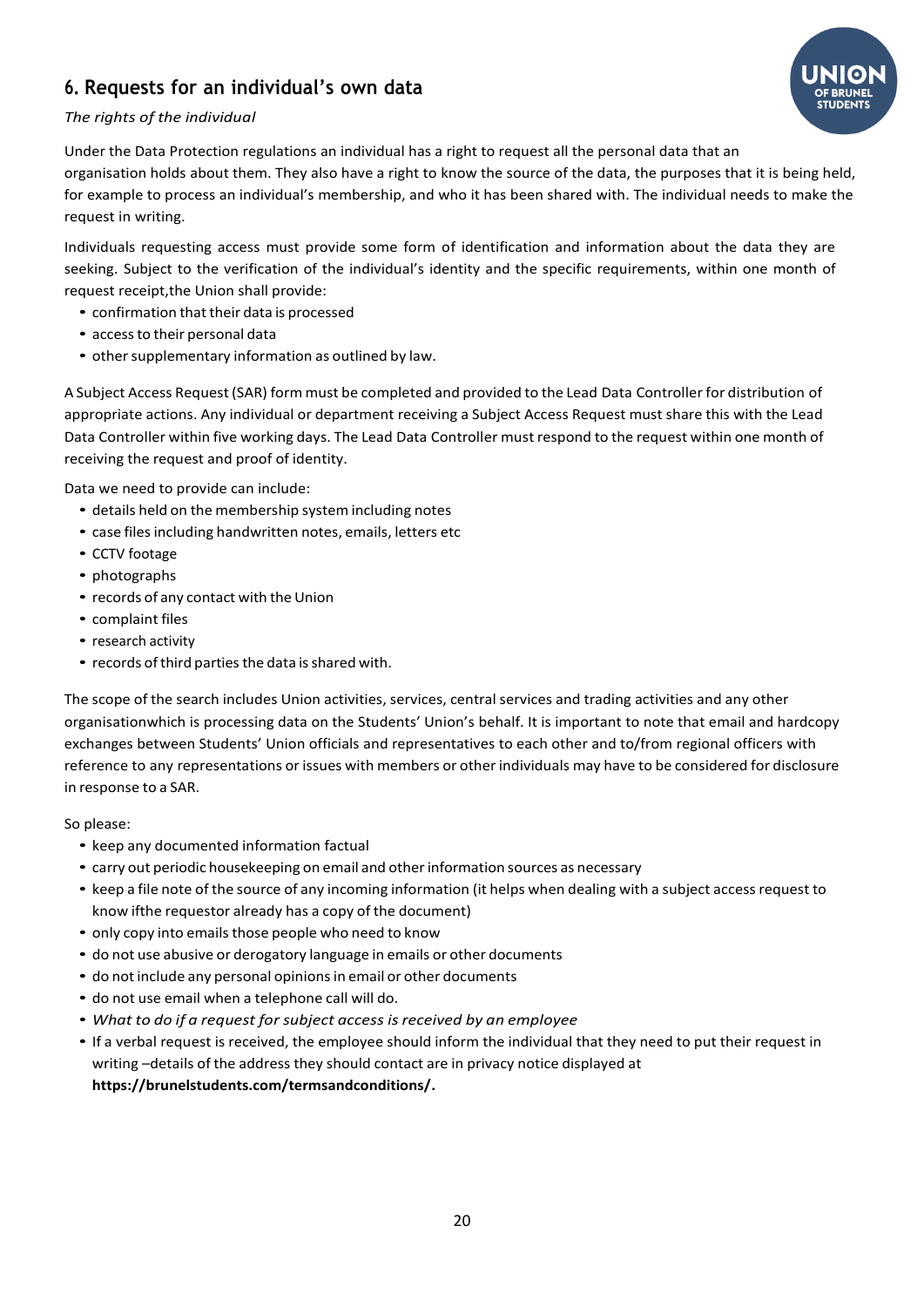## 6. Requests for an individual's own data

*The rights of the individual*

Under the Data Protection regulations an individual has a right to request all the personal data that an organisation holds about them. They also have a right to know the source of the data, the purposes that it is being held, for example to process an individual's membership, and who it has been shared with. The individual needs to make the request in writing.

Individuals requesting access must provide some form of identification and information about the data they are seeking. Subject to the verification of the individual's identity and the specific requirements, within one month of request receipt,the Union shall provide:

- confirmation that their data is processed
- access to their personal data
- other supplementary information as outlined by law.

A Subject Access Request (SAR) form must be completed and provided to the Lead Data Controller for distribution of appropriate actions. Any individual or department receiving a Subject Access Request must share this with the Lead Data Controller within five working days. The Lead Data Controller must respond to the request within one month of receiving the request and proof of identity.

Data we need to provide can include:

- details held on the membership system including notes
- case files including handwritten notes, emails, letters etc
- CCTV footage
- photographs
- records of any contact with the Union
- complaint files
- research activity
- records of third parties the data is shared with.

The scope of the search includes Union activities, services, central services and trading activities and any other organisationwhich is processing data on the Students' Union's behalf. It is important to note that email and hardcopy exchanges between Students' Union officials and representatives to each other and to/from regional officers with reference to any representations or issues with members or other individuals may have to be considered for disclosure in response to a SAR.

So please:

- keep any documented information factual
- carry out periodic housekeeping on email and other information sources as necessary
- keep a file note of the source of any incoming information (it helps when dealing with a subject access request to know ifthe requestor already has a copy of the document)
- only copy into emails those people who need to know
- do not use abusive or derogatory language in emails or other documents
- do not include any personal opinions in email or other documents
- do not use email when a telephone call will do.
- *What to do if a request for subject access is received by an employee*
- If a verbal request is received, the employee should inform the individual that they need to put their request in writing –details of the address they should contact are in privacy notice displayed at **https://brunelstudents.com/termsandconditions/.**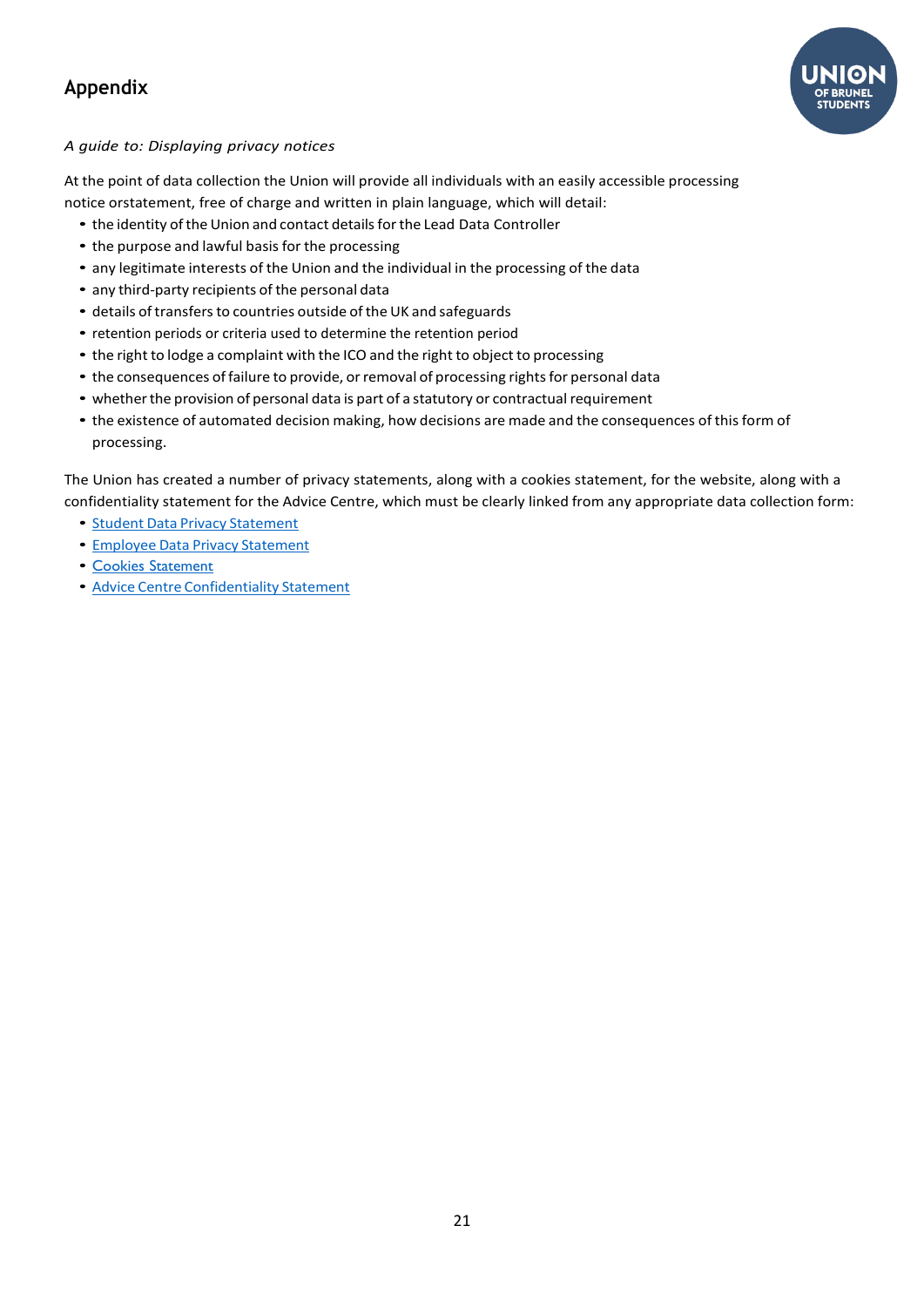## Appendix

*A guide to: Displaying privacy notices*

At the point of data collection the Union will provide all individuals with an easily accessible processing notice orstatement, free of charge and written in plain language, which will detail:

- the identity of the Union and contact details for the Lead Data Controller
- the purpose and lawful basis for the processing
- any legitimate interests of the Union and the individual in the processing of the data
- any third-party recipients of the personal data
- details of transfers to countries outside of the UK and safeguards
- retention periods or criteria used to determine the retention period
- the right to lodge a complaint with the ICO and the right to object to processing
- the consequences of failure to provide, or removal of processing rights for personal data
- whether the provision of personal data is part of a statutory or contractual requirement
- the existence of automated decision making, how decisions are made and the consequences of this form of processing.

The Union has created a number of privacy statements, along with a cookies statement, for the website, along with a confidentiality statement for the Advice Centre, which must be clearly linked from any appropriate data collection form:

- Student Data Privacy Statement
- Employee Data Privacy Statement
- Cookies Statement
- Advice Centre Confidentiality Statement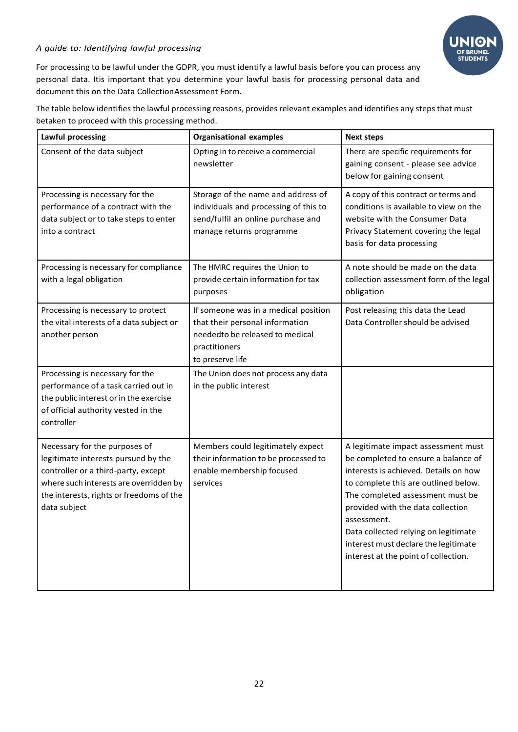*A guide to: Identifying lawful processing*

For processing to be lawful under the GDPR, you must identify a lawful basis before you can process any personal data. Itis important that you determine your lawful basis for processing personal data and document this on the Data CollectionAssessment Form.

The table below identifies the lawful processing reasons, provides relevant examples and identifies any steps that must betaken to proceed with this processing method.

| Lawful processing | Organisational examples | Next steps |
| --- | --- | --- |
| Consent of the data subject | Opting in to receive a commercial newsletter | There are specific requirements for gaining consent - please see advice below for gaining consent |
| Processing is necessary for the performance of a contract with the data subject or to take steps to enter into a contract | Storage of the name and address of individuals and processing of this to send/fulfil an online purchase and manage returns programme | A copy of this contract or terms and conditions is available to view on the website with the Consumer Data Privacy Statement covering the legal basis for data processing |
| Processing is necessary for compliance with a legal obligation | The HMRC requires the Union to provide certain information for tax purposes | A note should be made on the data collection assessment form of the legal obligation |
| Processing is necessary to protect the vital interests of a data subject or another person | If someone was in a medical position that their personal information neededto be released to medical practitioners to preserve life | Post releasing this data the Lead Data Controller should be advised |
| Processing is necessary for the performance of a task carried out in the public interest or in the exercise of official authority vested in the controller | The Union does not process any data in the public interest | |
| Necessary for the purposes of legitimate interests pursued by the controller or a third-party, except where such interests are overridden by the interests, rights or freedoms of the data subject | Members could legitimately expect their information to be processed to enable membership focused services | A legitimate impact assessment must be completed to ensure a balance of interests is achieved. Details on how to complete this are outlined below. The completed assessment must be provided with the data collection assessment. Data collected relying on legitimate interest must declare the legitimate interest at the point of collection. |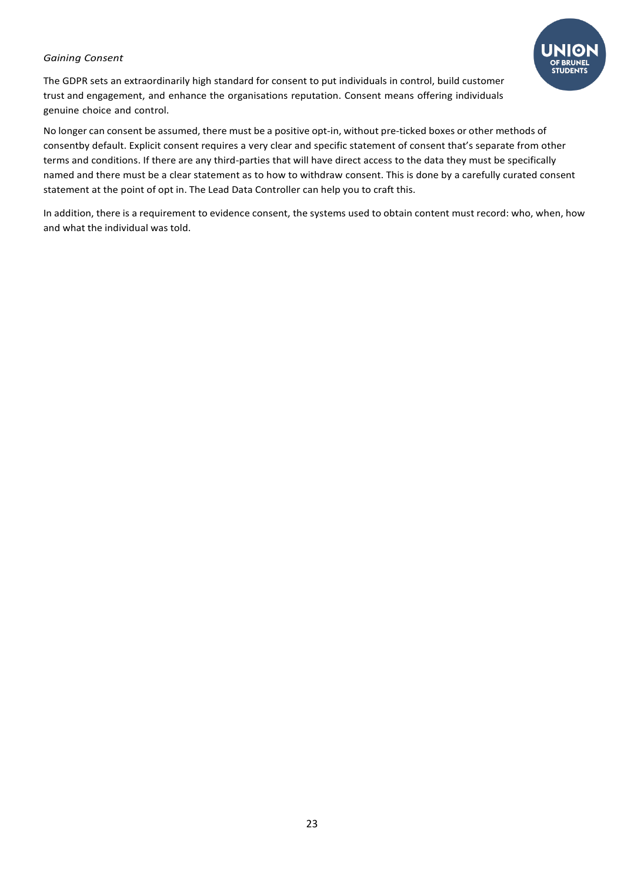*Gaining Consent*

The GDPR sets an extraordinarily high standard for consent to put individuals in control, build customer trust and engagement, and enhance the organisations reputation. Consent means offering individuals genuine choice and control.

No longer can consent be assumed, there must be a positive opt-in, without pre-ticked boxes or other methods of consentby default. Explicit consent requires a very clear and specific statement of consent that's separate from other terms and conditions. If there are any third-parties that will have direct access to the data they must be specifically named and there must be a clear statement as to how to withdraw consent. This is done by a carefully curated consent statement at the point of opt in. The Lead Data Controller can help you to craft this.

In addition, there is a requirement to evidence consent, the systems used to obtain content must record: who, when, how and what the individual was told.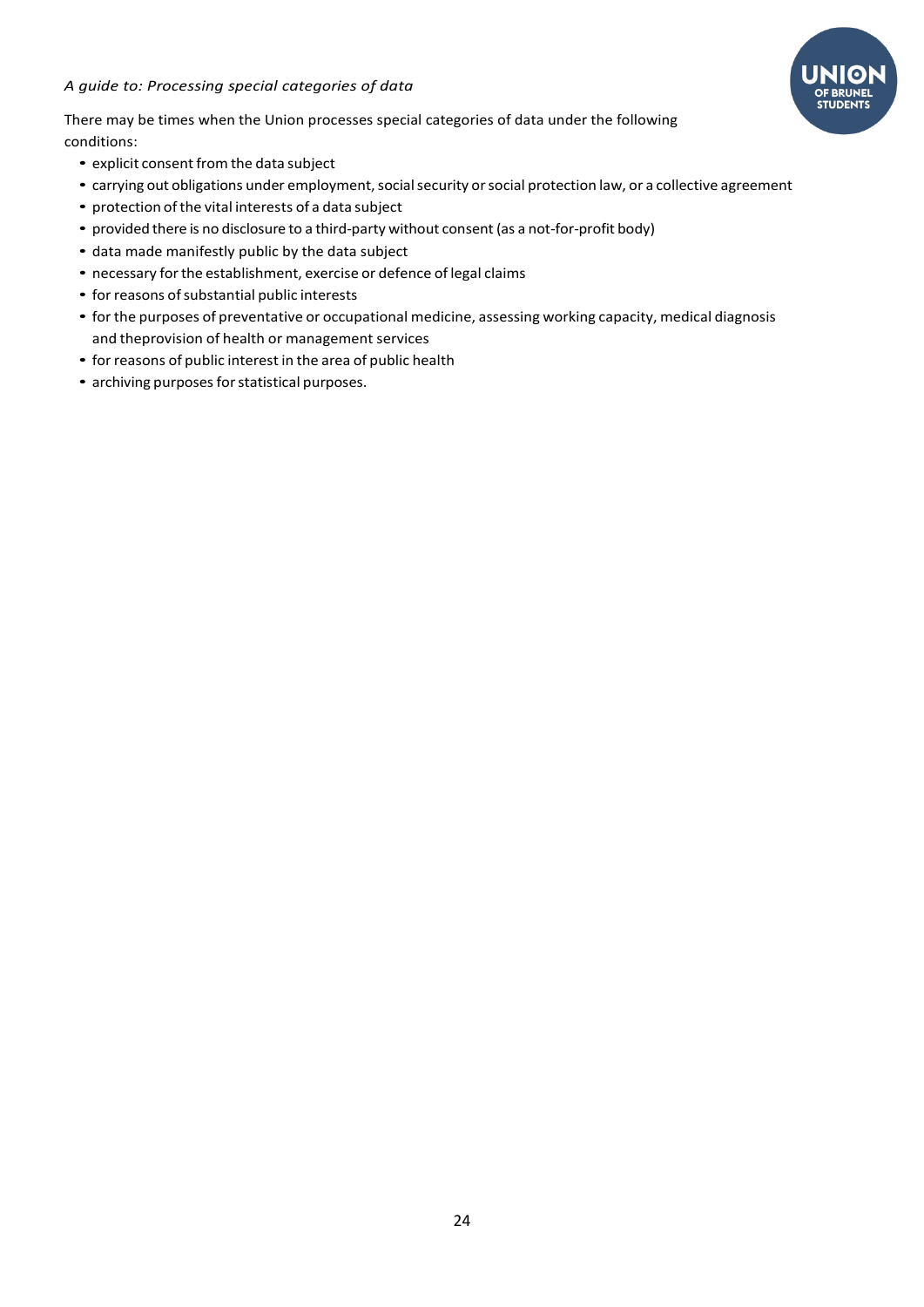*A guide to: Processing special categories of data*

There may be times when the Union processes special categories of data under the following conditions:

- explicit consent from the data subject
- carrying out obligations under employment, social security or social protection law, or a collective agreement
- protection of the vital interests of a data subject
- provided there is no disclosure to a third-party without consent (as a not-for-profit body)
- data made manifestly public by the data subject
- necessary for the establishment, exercise or defence of legal claims
- for reasons of substantial public interests
- for the purposes of preventative or occupational medicine, assessing working capacity, medical diagnosis and theprovision of health or management services
- for reasons of public interest in the area of public health
- archiving purposes for statistical purposes.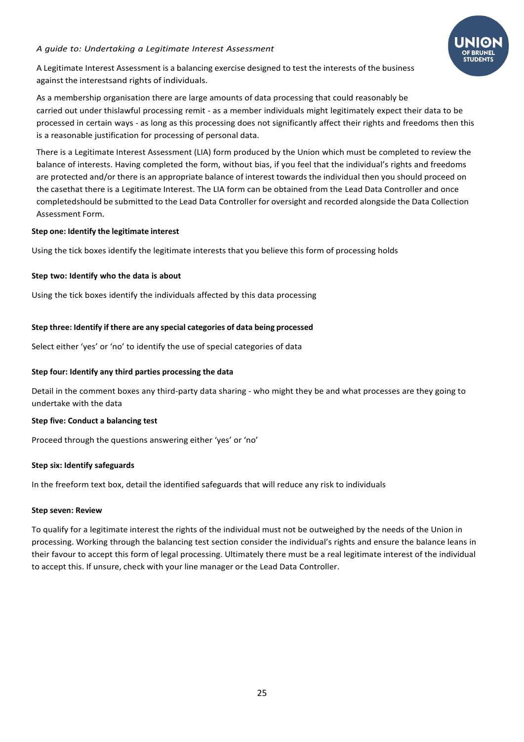*A guide to: Undertaking a Legitimate Interest Assessment*

A Legitimate Interest Assessment is a balancing exercise designed to test the interests of the business against the interestsand rights of individuals.

As a membership organisation there are large amounts of data processing that could reasonably be carried out under thislawful processing remit - as a member individuals might legitimately expect their data to be processed in certain ways - as long as this processing does not significantly affect their rights and freedoms then this is a reasonable justification for processing of personal data.

There is a Legitimate Interest Assessment (LIA) form produced by the Union which must be completed to review the balance of interests. Having completed the form, without bias, if you feel that the individual's rights and freedoms are protected and/or there is an appropriate balance of interest towards the individual then you should proceed on the casethat there is a Legitimate Interest. The LIA form can be obtained from the Lead Data Controller and once completedshould be submitted to the Lead Data Controller for oversight and recorded alongside the Data Collection Assessment Form.

**Step one: Identify the legitimate interest**

Using the tick boxes identify the legitimate interests that you believe this form of processing holds

**Step two: Identify who the data is about**

Using the tick boxes identify the individuals affected by this data processing

**Step three: Identify if there are any special categories of data being processed**

Select either 'yes' or 'no' to identify the use of special categories of data

**Step four: Identify any third parties processing the data**

Detail in the comment boxes any third-party data sharing - who might they be and what processes are they going to undertake with the data

**Step five: Conduct a balancing test**

Proceed through the questions answering either 'yes' or 'no'

**Step six: Identify safeguards**

In the freeform text box, detail the identified safeguards that will reduce any risk to individuals

**Step seven: Review**

To qualify for a legitimate interest the rights of the individual must not be outweighed by the needs of the Union in processing. Working through the balancing test section consider the individual's rights and ensure the balance leans in their favour to accept this form of legal processing. Ultimately there must be a real legitimate interest of the individual to accept this. If unsure, check with your line manager or the Lead Data Controller.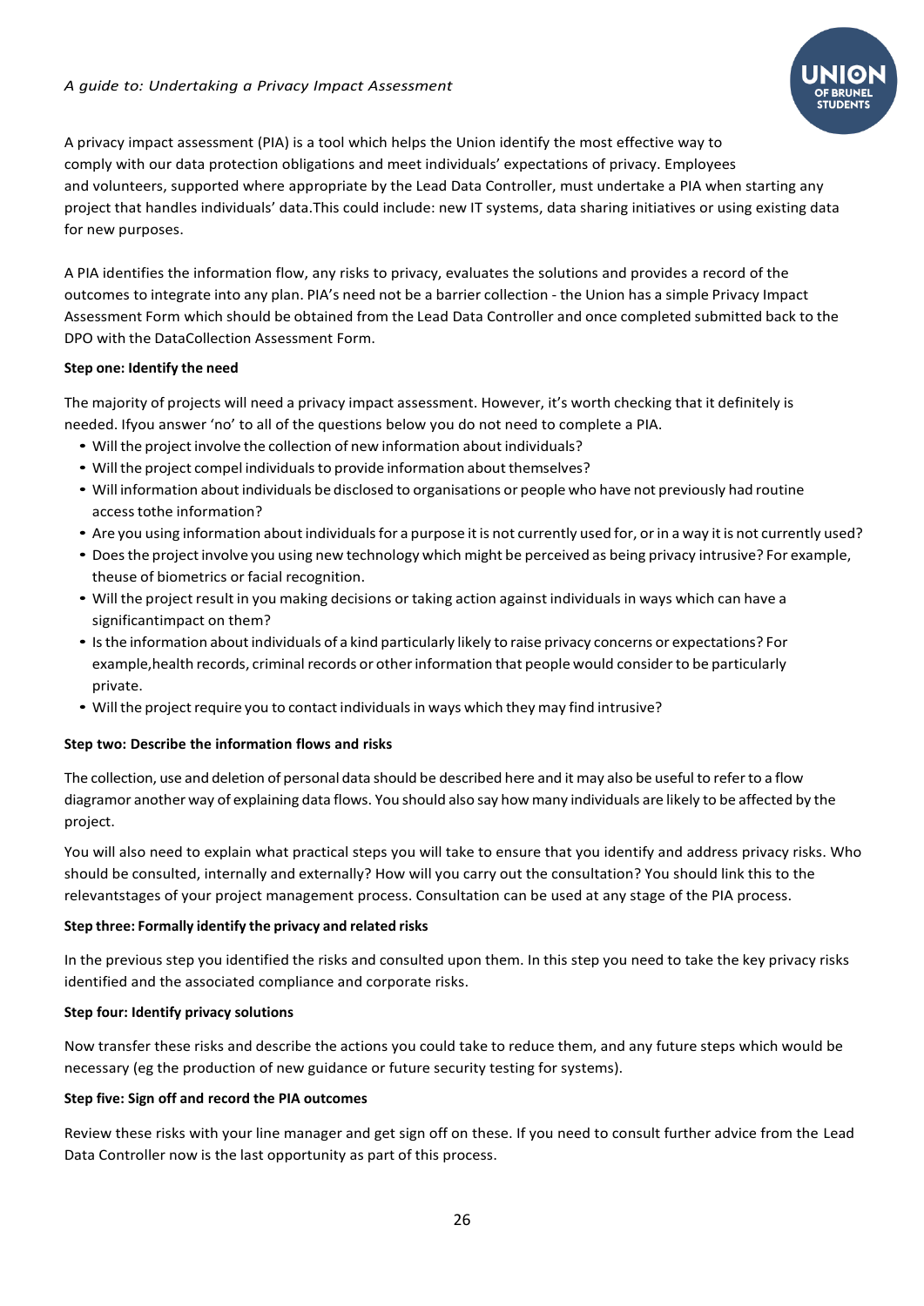*A guide to: Undertaking a Privacy Impact Assessment*

A privacy impact assessment (PIA) is a tool which helps the Union identify the most effective way to comply with our data protection obligations and meet individuals' expectations of privacy. Employees and volunteers, supported where appropriate by the Lead Data Controller, must undertake a PIA when starting any project that handles individuals' data.This could include: new IT systems, data sharing initiatives or using existing data for new purposes.

A PIA identifies the information flow, any risks to privacy, evaluates the solutions and provides a record of the outcomes to integrate into any plan. PIA's need not be a barrier collection - the Union has a simple Privacy Impact Assessment Form which should be obtained from the Lead Data Controller and once completed submitted back to the DPO with the DataCollection Assessment Form.

**Step one: Identify the need**

The majority of projects will need a privacy impact assessment. However, it's worth checking that it definitely is needed. Ifyou answer 'no' to all of the questions below you do not need to complete a PIA.

- Will the project involve the collection of new information about individuals?
- Will the project compel individuals to provide information about themselves?
- Will information about individuals be disclosed to organisations or people who have not previously had routine access tothe information?
- Are you using information about individuals for a purpose it is not currently used for, or in a way it is not currently used?
- Does the project involve you using new technology which might be perceived as being privacy intrusive? For example, theuse of biometrics or facial recognition.
- Will the project result in you making decisions or taking action against individuals in ways which can have a significantimpact on them?
- Is the information about individuals of a kind particularly likely to raise privacy concerns or expectations? For example,health records, criminal records or other information that people would consider to be particularly private.
- Will the project require you to contact individuals in ways which they may find intrusive?

**Step two: Describe the information flows and risks**

The collection, use and deletion of personal data should be described here and it may also be useful to refer to a flow diagramor another way of explaining data flows. You should also say how many individuals are likely to be affected by the project.

You will also need to explain what practical steps you will take to ensure that you identify and address privacy risks. Who should be consulted, internally and externally? How will you carry out the consultation? You should link this to the relevantstages of your project management process. Consultation can be used at any stage of the PIA process.

**Step three: Formally identify the privacy and related risks**

In the previous step you identified the risks and consulted upon them. In this step you need to take the key privacy risks identified and the associated compliance and corporate risks.

**Step four: Identify privacy solutions**

Now transfer these risks and describe the actions you could take to reduce them, and any future steps which would be necessary (eg the production of new guidance or future security testing for systems).

**Step five: Sign off and record the PIA outcomes**

Review these risks with your line manager and get sign off on these. If you need to consult further advice from the Lead Data Controller now is the last opportunity as part of this process.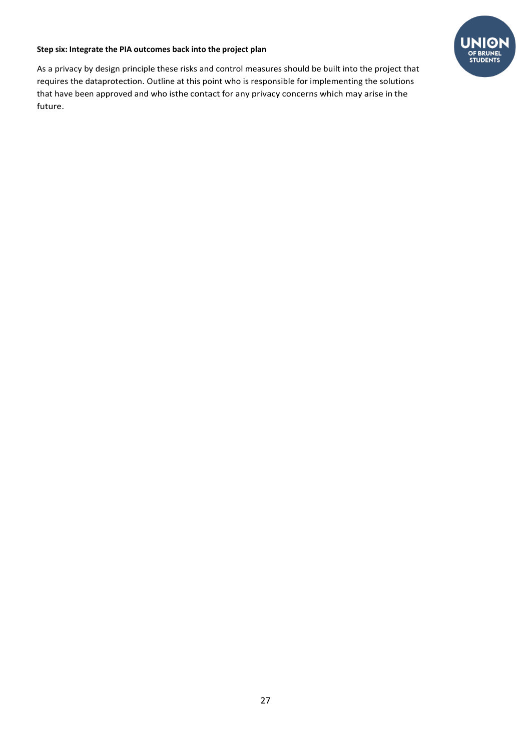**Step six: Integrate the PIA outcomes back into the project plan**

As a privacy by design principle these risks and control measures should be built into the project that requires the dataprotection. Outline at this point who is responsible for implementing the solutions that have been approved and who isthe contact for any privacy concerns which may arise in the future.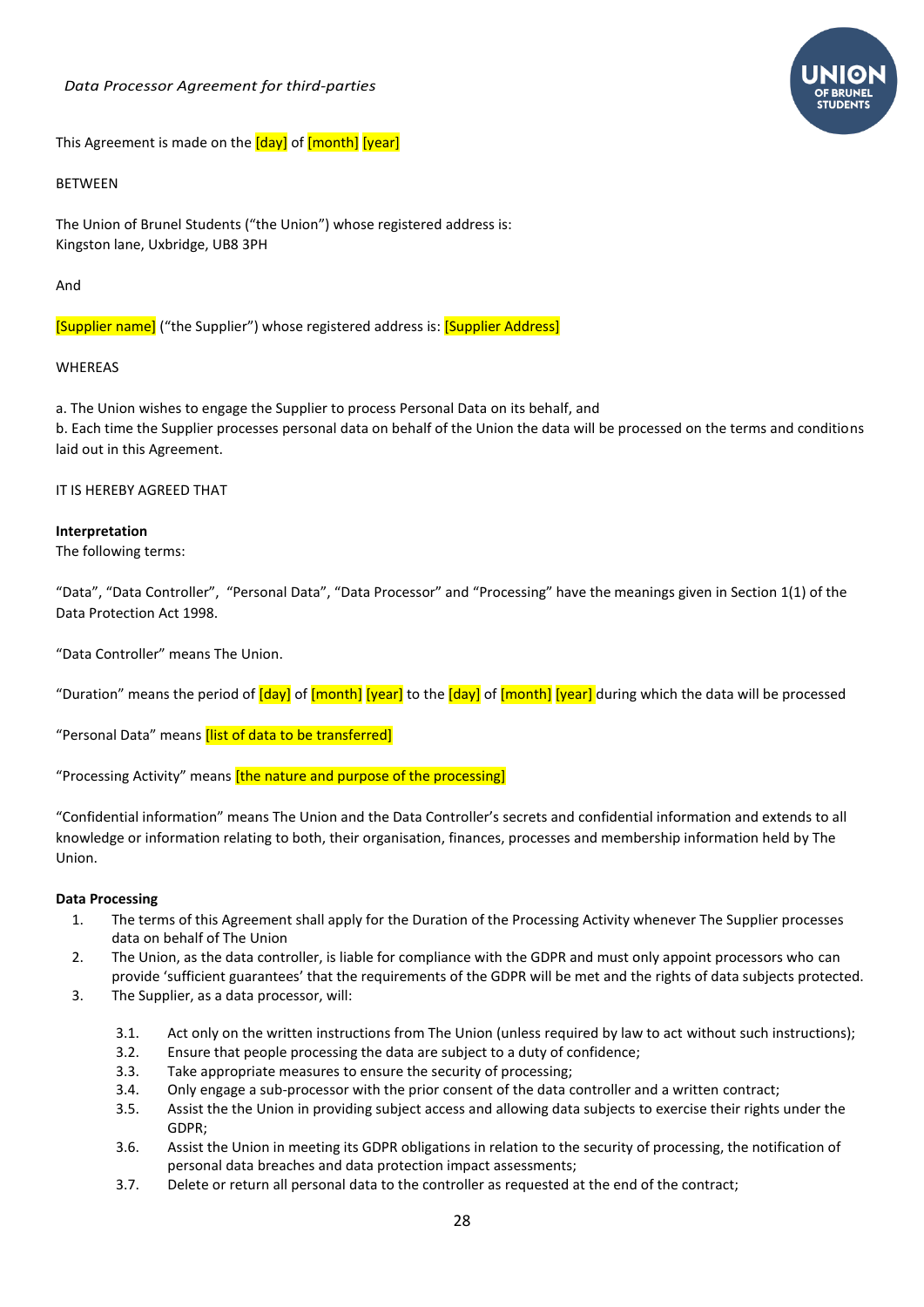*Data Processor Agreement for third-parties*

This Agreement is made on the [day] of [month] [year]

BETWEEN

The Union of Brunel Students ("the Union") whose registered address is:
Kingston lane, Uxbridge, UB8 3PH

And

[Supplier name] ("the Supplier") whose registered address is: [Supplier Address]

WHEREAS

a. The Union wishes to engage the Supplier to process Personal Data on its behalf, and
b. Each time the Supplier processes personal data on behalf of the Union the data will be processed on the terms and conditions laid out in this Agreement.

IT IS HEREBY AGREED THAT

**Interpretation**
The following terms:

"Data", "Data Controller", "Personal Data", "Data Processor" and "Processing" have the meanings given in Section 1(1) of the Data Protection Act 1998.

"Data Controller" means The Union.

"Duration" means the period of [day] of [month] [year] to the [day] of [month] [year] during which the data will be processed

"Personal Data" means [list of data to be transferred]

"Processing Activity" means [the nature and purpose of the processing]

"Confidential information" means The Union and the Data Controller's secrets and confidential information and extends to all knowledge or information relating to both, their organisation, finances, processes and membership information held by The Union.

**Data Processing**

1. The terms of this Agreement shall apply for the Duration of the Processing Activity whenever The Supplier processes data on behalf of The Union
2. The Union, as the data controller, is liable for compliance with the GDPR and must only appoint processors who can provide 'sufficient guarantees' that the requirements of the GDPR will be met and the rights of data subjects protected.
3. The Supplier, as a data processor, will:

   3.1. Act only on the written instructions from The Union (unless required by law to act without such instructions);
   3.2. Ensure that people processing the data are subject to a duty of confidence;
   3.3. Take appropriate measures to ensure the security of processing;
   3.4. Only engage a sub-processor with the prior consent of the data controller and a written contract;
   3.5. Assist the the Union in providing subject access and allowing data subjects to exercise their rights under the GDPR;
   3.6. Assist the Union in meeting its GDPR obligations in relation to the security of processing, the notification of personal data breaches and data protection impact assessments;
   3.7. Delete or return all personal data to the controller as requested at the end of the contract;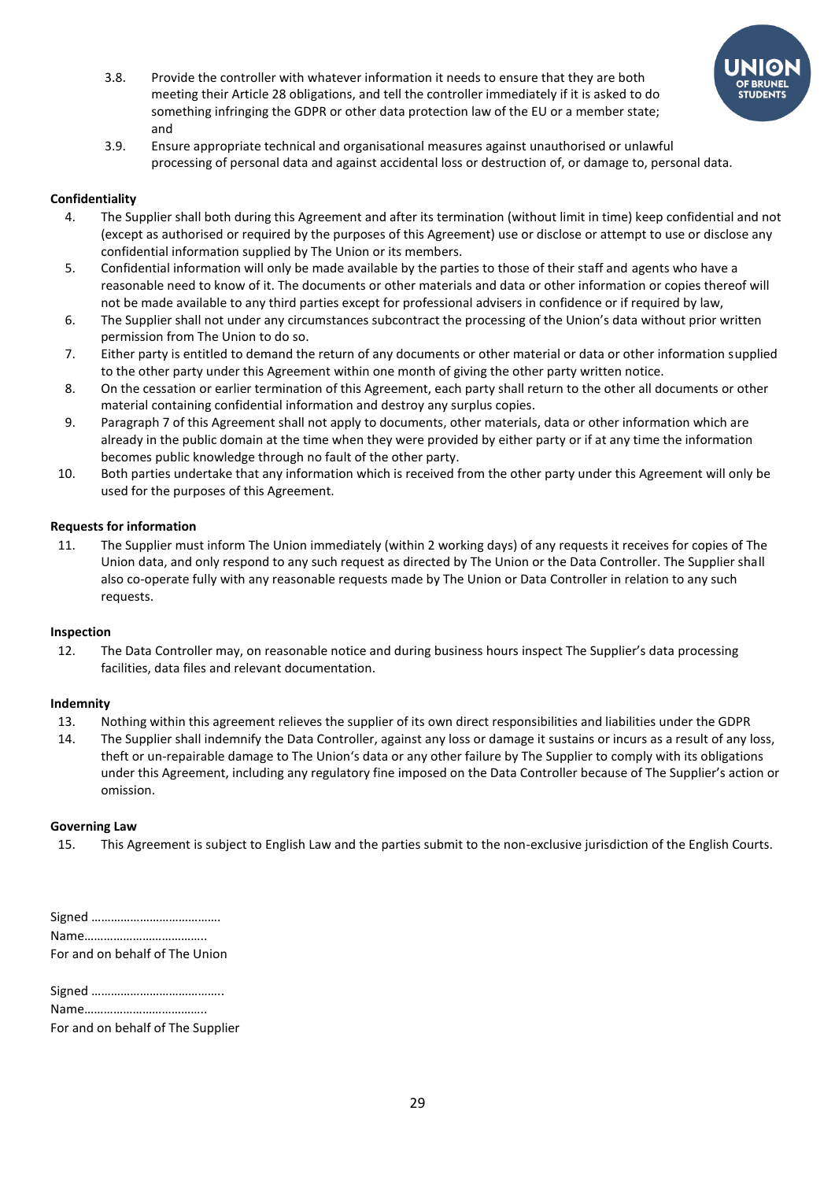3.8. Provide the controller with whatever information it needs to ensure that they are both meeting their Article 28 obligations, and tell the controller immediately if it is asked to do something infringing the GDPR or other data protection law of the EU or a member state; and

3.9. Ensure appropriate technical and organisational measures against unauthorised or unlawful processing of personal data and against accidental loss or destruction of, or damage to, personal data.

**Confidentiality**

4. The Supplier shall both during this Agreement and after its termination (without limit in time) keep confidential and not (except as authorised or required by the purposes of this Agreement) use or disclose or attempt to use or disclose any confidential information supplied by The Union or its members.
5. Confidential information will only be made available by the parties to those of their staff and agents who have a reasonable need to know of it. The documents or other materials and data or other information or copies thereof will not be made available to any third parties except for professional advisers in confidence or if required by law,
6. The Supplier shall not under any circumstances subcontract the processing of the Union's data without prior written permission from The Union to do so.
7. Either party is entitled to demand the return of any documents or other material or data or other information supplied to the other party under this Agreement within one month of giving the other party written notice.
8. On the cessation or earlier termination of this Agreement, each party shall return to the other all documents or other material containing confidential information and destroy any surplus copies.
9. Paragraph 7 of this Agreement shall not apply to documents, other materials, data or other information which are already in the public domain at the time when they were provided by either party or if at any time the information becomes public knowledge through no fault of the other party.
10. Both parties undertake that any information which is received from the other party under this Agreement will only be used for the purposes of this Agreement.

**Requests for information**

11. The Supplier must inform The Union immediately (within 2 working days) of any requests it receives for copies of The Union data, and only respond to any such request as directed by The Union or the Data Controller. The Supplier shall also co-operate fully with any reasonable requests made by The Union or Data Controller in relation to any such requests.

**Inspection**

12. The Data Controller may, on reasonable notice and during business hours inspect The Supplier's data processing facilities, data files and relevant documentation.

**Indemnity**

13. Nothing within this agreement relieves the supplier of its own direct responsibilities and liabilities under the GDPR
14. The Supplier shall indemnify the Data Controller, against any loss or damage it sustains or incurs as a result of any loss, theft or un-repairable damage to The Union's data or any other failure by The Supplier to comply with its obligations under this Agreement, including any regulatory fine imposed on the Data Controller because of The Supplier's action or omission.

**Governing Law**

15. This Agreement is subject to English Law and the parties submit to the non-exclusive jurisdiction of the English Courts.

Signed …………………………………
Name………………………………..
For and on behalf of The Union

Signed …………………………………..
Name………………………………..
For and on behalf of The Supplier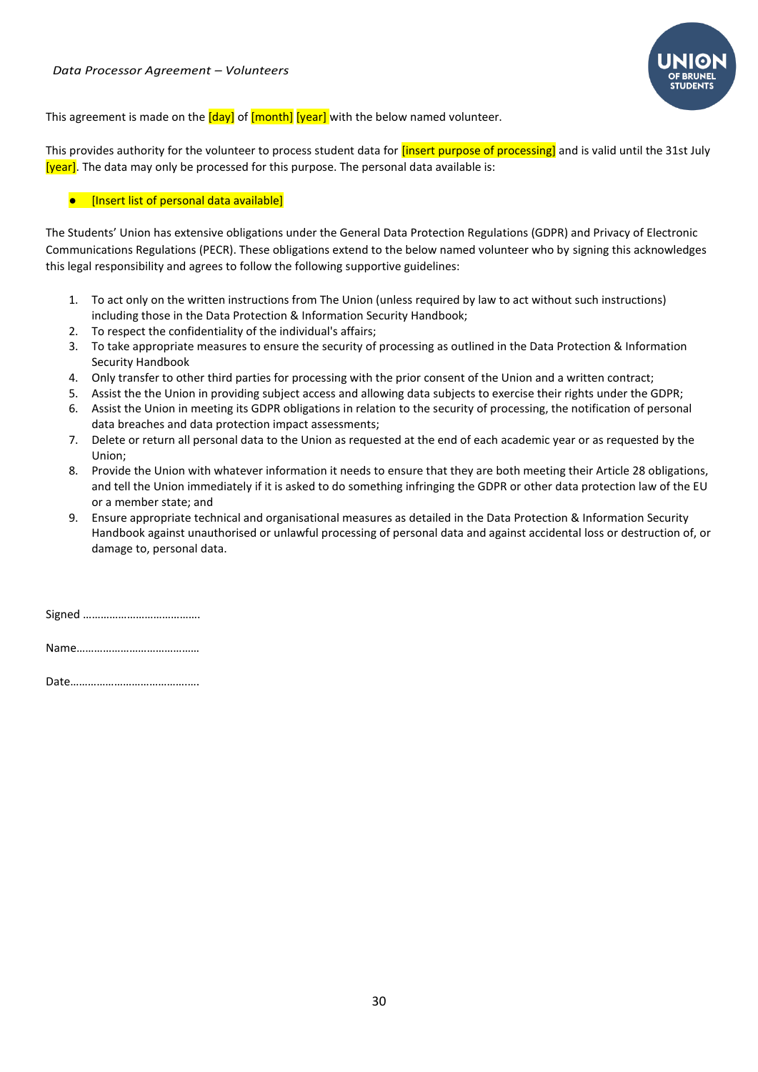*Data Processor Agreement – Volunteers*

This agreement is made on the [day] of [month] [year] with the below named volunteer.

This provides authority for the volunteer to process student data for [insert purpose of processing] and is valid until the 31st July [year]. The data may only be processed for this purpose. The personal data available is:

- [Insert list of personal data available]

The Students' Union has extensive obligations under the General Data Protection Regulations (GDPR) and Privacy of Electronic Communications Regulations (PECR). These obligations extend to the below named volunteer who by signing this acknowledges this legal responsibility and agrees to follow the following supportive guidelines:

1. To act only on the written instructions from The Union (unless required by law to act without such instructions) including those in the Data Protection & Information Security Handbook;
2. To respect the confidentiality of the individual's affairs;
3. To take appropriate measures to ensure the security of processing as outlined in the Data Protection & Information Security Handbook
4. Only transfer to other third parties for processing with the prior consent of the Union and a written contract;
5. Assist the the Union in providing subject access and allowing data subjects to exercise their rights under the GDPR;
6. Assist the Union in meeting its GDPR obligations in relation to the security of processing, the notification of personal data breaches and data protection impact assessments;
7. Delete or return all personal data to the Union as requested at the end of each academic year or as requested by the Union;
8. Provide the Union with whatever information it needs to ensure that they are both meeting their Article 28 obligations, and tell the Union immediately if it is asked to do something infringing the GDPR or other data protection law of the EU or a member state; and
9. Ensure appropriate technical and organisational measures as detailed in the Data Protection & Information Security Handbook against unauthorised or unlawful processing of personal data and against accidental loss or destruction of, or damage to, personal data.

Signed ………………………………….

Name……………………………………

Date…………………………………….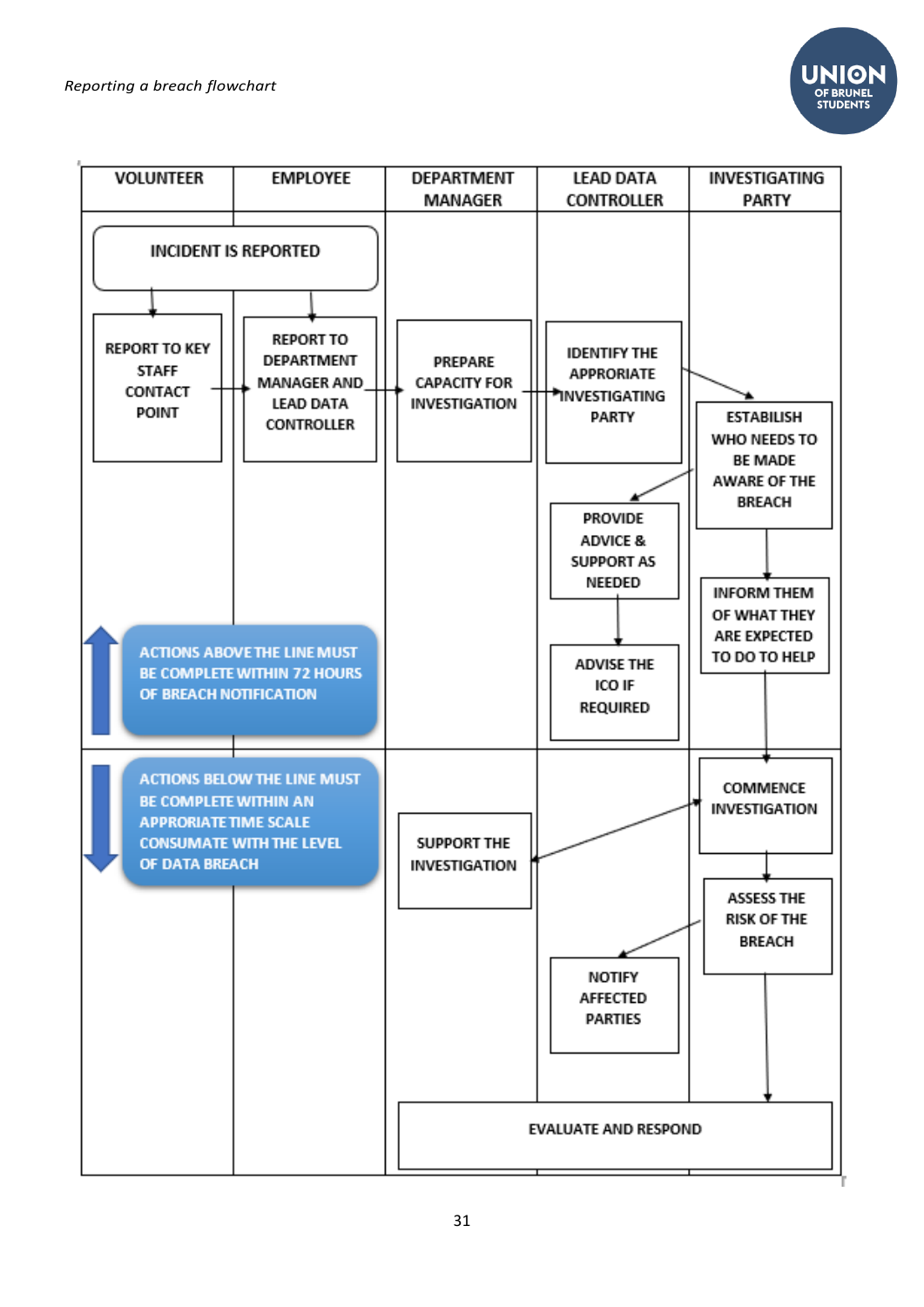*Reporting a breach flowchart*

VOLUNTEER

EMPLOYEE

DEPARTMENT MANAGER

LEAD DATA CONTROLLER

INVESTIGATING PARTY

INCIDENT IS REPORTED

REPORT TO KEY STAFF CONTACT POINT

REPORT TO DEPARTMENT MANAGER AND LEAD DATA CONTROLLER

PREPARE CAPACITY FOR INVESTIGATION

IDENTIFY THE APPRORIATE INVESTIGATING PARTY

ESTABILISH WHO NEEDS TO BE MADE AWARE OF THE BREACH

PROVIDE ADVICE & SUPPORT AS NEEDED

INFORM THEM OF WHAT THEY ARE EXPECTED TO DO TO HELP

ADVISE THE ICO IF REQUIRED

ACTIONS ABOVE THE LINE MUST BE COMPLETE WITHIN 72 HOURS OF BREACH NOTIFICATION

ACTIONS BELOW THE LINE MUST BE COMPLETE WITHIN AN APPRORIATE TIME SCALE CONSUMATE WITH THE LEVEL OF DATA BREACH

COMMENCE INVESTIGATION

SUPPORT THE INVESTIGATION

ASSESS THE RISK OF THE BREACH

NOTIFY AFFECTED PARTIES

EVALUATE AND RESPOND